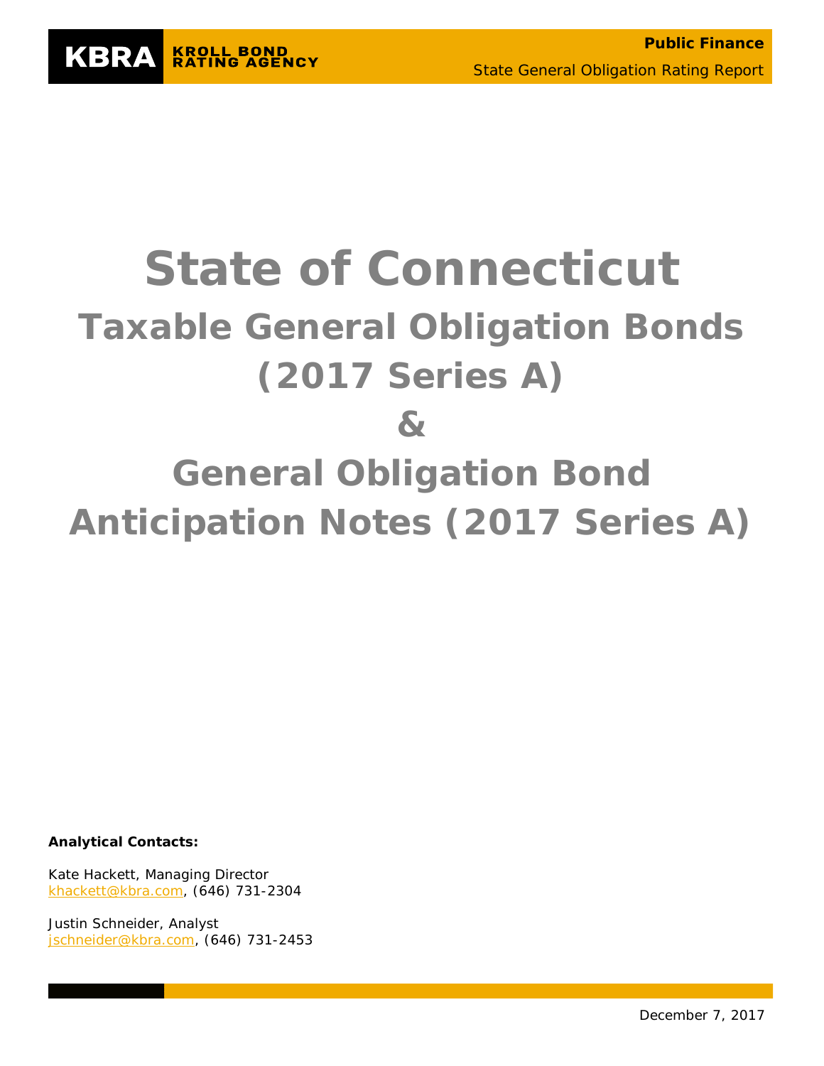KBRA KROLL BOND RATING AGENCY

**Public Finance**

State General Obligation Rating Report

# State of Connecticut

## Taxable General Obligation Bonds (2017 Series A)

## &

## General Obligation Bond Anticipation Notes (2017 Series A)

**Analytical Contacts:**

Kate Hackett, Managing Director
khackett@kbra.com, (646) 731-2304

Justin Schneider, Analyst
jschneider@kbra.com, (646) 731-2453

December 7, 2017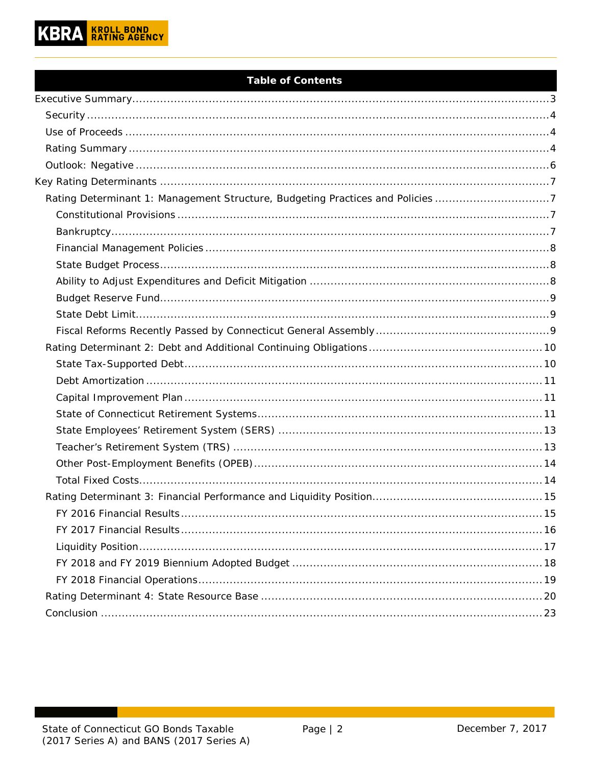## Table of Contents

- Executive Summary ... 3
  - Security ... 4
  - Use of Proceeds ... 4
  - Rating Summary ... 4
  - Outlook: Negative ... 6
- Key Rating Determinants ... 7
  - Rating Determinant 1: Management Structure, Budgeting Practices and Policies ... 7
    - Constitutional Provisions ... 7
    - Bankruptcy ... 7
    - Financial Management Policies ... 8
    - State Budget Process ... 8
    - Ability to Adjust Expenditures and Deficit Mitigation ... 8
    - Budget Reserve Fund ... 9
    - State Debt Limit ... 9
    - Fiscal Reforms Recently Passed by Connecticut General Assembly ... 9
  - Rating Determinant 2: Debt and Additional Continuing Obligations ... 10
    - State Tax-Supported Debt ... 10
    - Debt Amortization ... 11
    - Capital Improvement Plan ... 11
    - State of Connecticut Retirement Systems ... 11
    - State Employees' Retirement System (SERS) ... 13
    - Teacher's Retirement System (TRS) ... 13
    - Other Post-Employment Benefits (OPEB) ... 14
    - Total Fixed Costs ... 14
  - Rating Determinant 3: Financial Performance and Liquidity Position ... 15
    - FY 2016 Financial Results ... 15
    - FY 2017 Financial Results ... 16
    - Liquidity Position ... 17
    - FY 2018 and FY 2019 Biennium Adopted Budget ... 18
    - FY 2018 Financial Operations ... 19
  - Rating Determinant 4: State Resource Base ... 20
  - Conclusion ... 23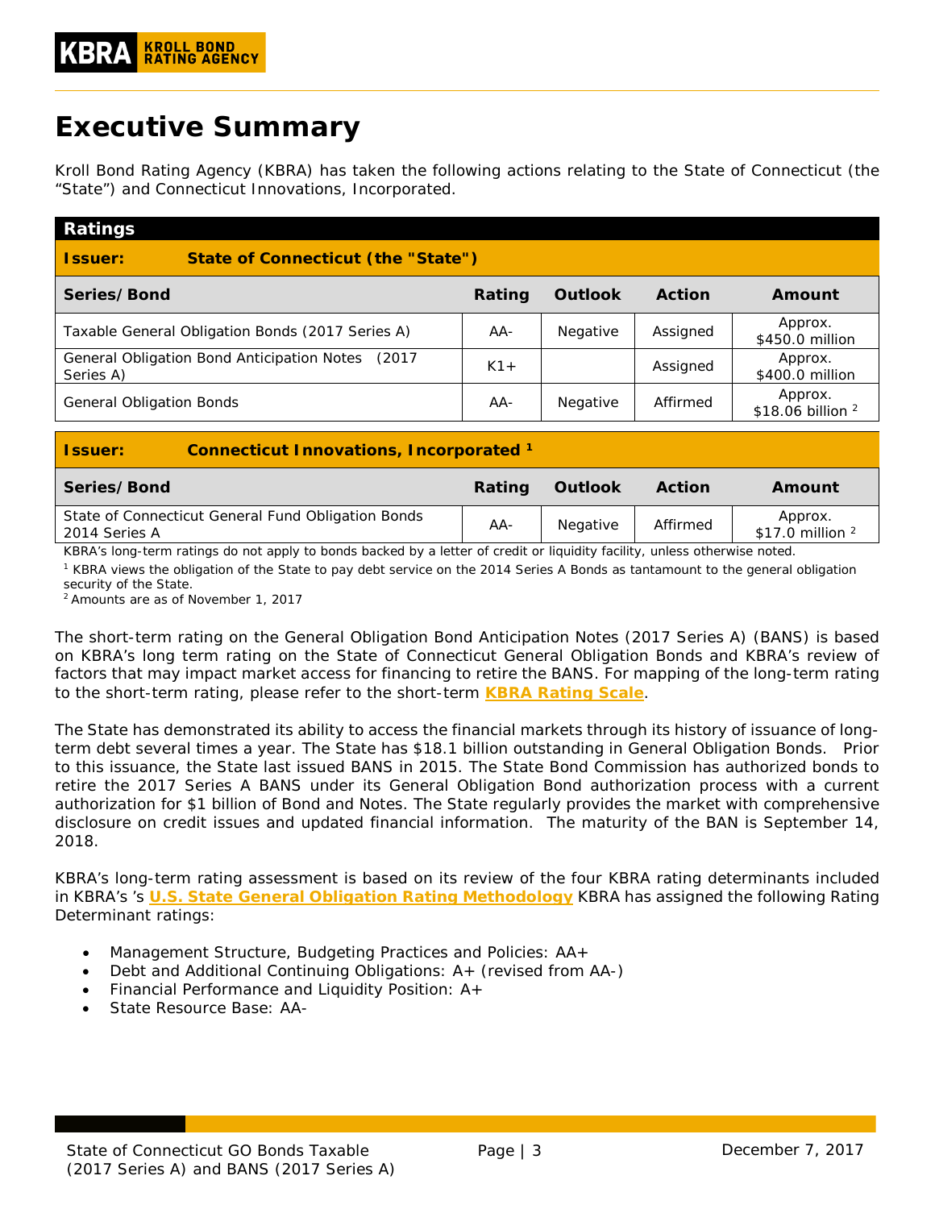# Executive Summary

Kroll Bond Rating Agency (KBRA) has taken the following actions relating to the State of Connecticut (the "State") and Connecticut Innovations, Incorporated.

**Ratings**

**Issuer: State of Connecticut (the "State")**

| Series/Bond | Rating | Outlook | Action | Amount |
|---|---|---|---|---|
| Taxable General Obligation Bonds (2017 Series A) | AA- | Negative | Assigned | Approx. $450.0 million |
| General Obligation Bond Anticipation Notes (2017 Series A) | K1+ | | Assigned | Approx. $400.0 million |
| General Obligation Bonds | AA- | Negative | Affirmed | Approx. $18.06 billion [2] |

**Issuer: Connecticut Innovations, Incorporated [1]**

| Series/Bond | Rating | Outlook | Action | Amount |
|---|---|---|---|---|
| State of Connecticut General Fund Obligation Bonds 2014 Series A | AA- | Negative | Affirmed | Approx. $17.0 million [2] |

KBRA's long-term ratings do not apply to bonds backed by a letter of credit or liquidity facility, unless otherwise noted.

[1] KBRA views the obligation of the State to pay debt service on the 2014 Series A Bonds as tantamount to the general obligation security of the State.

[2] Amounts are as of November 1, 2017

The short-term rating on the General Obligation Bond Anticipation Notes (2017 Series A) (BANS) is based on KBRA's long term rating on the State of Connecticut General Obligation Bonds and KBRA's review of factors that may impact market access for financing to retire the BANS. For mapping of the long-term rating to the short-term rating, please refer to the short-term **KBRA Rating Scale**.

The State has demonstrated its ability to access the financial markets through its history of issuance of long-term debt several times a year. The State has $18.1 billion outstanding in General Obligation Bonds. Prior to this issuance, the State last issued BANS in 2015. The State Bond Commission has authorized bonds to retire the 2017 Series A BANS under its General Obligation Bond authorization process with a current authorization for $1 billion of Bond and Notes. The State regularly provides the market with comprehensive disclosure on credit issues and updated financial information. The maturity of the BAN is September 14, 2018.

KBRA's long-term rating assessment is based on its review of the four KBRA rating determinants included in KBRA's 's **U.S. State General Obligation Rating Methodology** KBRA has assigned the following Rating Determinant ratings:

- Management Structure, Budgeting Practices and Policies: AA+
- Debt and Additional Continuing Obligations: A+ (revised from AA-)
- Financial Performance and Liquidity Position: A+
- State Resource Base: AA-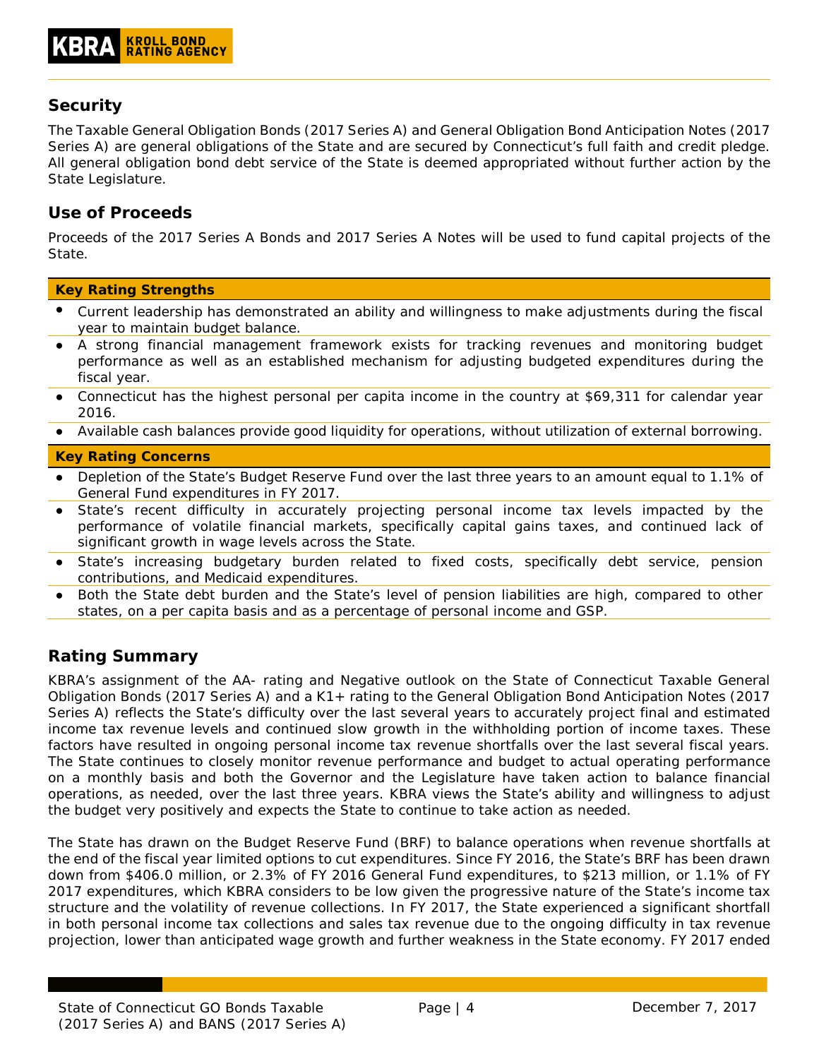## Security

The Taxable General Obligation Bonds (2017 Series A) and General Obligation Bond Anticipation Notes (2017 Series A) are general obligations of the State and are secured by Connecticut's full faith and credit pledge. All general obligation bond debt service of the State is deemed appropriated without further action by the State Legislature.

## Use of Proceeds

Proceeds of the 2017 Series A Bonds and 2017 Series A Notes will be used to fund capital projects of the State.

| **Key Rating Strengths** |
|---|
| • Current leadership has demonstrated an ability and willingness to make adjustments during the fiscal year to maintain budget balance. |
| • A strong financial management framework exists for tracking revenues and monitoring budget performance as well as an established mechanism for adjusting budgeted expenditures during the fiscal year. |
| • Connecticut has the highest personal per capita income in the country at $69,311 for calendar year 2016. |
| • Available cash balances provide good liquidity for operations, without utilization of external borrowing. |

| **Key Rating Concerns** |
|---|
| • Depletion of the State's Budget Reserve Fund over the last three years to an amount equal to 1.1% of General Fund expenditures in FY 2017. |
| • State's recent difficulty in accurately projecting personal income tax levels impacted by the performance of volatile financial markets, specifically capital gains taxes, and continued lack of significant growth in wage levels across the State. |
| • State's increasing budgetary burden related to fixed costs, specifically debt service, pension contributions, and Medicaid expenditures. |
| • Both the State debt burden and the State's level of pension liabilities are high, compared to other states, on a per capita basis and as a percentage of personal income and GSP. |

## Rating Summary

KBRA's assignment of the AA- rating and Negative outlook on the State of Connecticut Taxable General Obligation Bonds (2017 Series A) and a K1+ rating to the General Obligation Bond Anticipation Notes (2017 Series A) reflects the State's difficulty over the last several years to accurately project final and estimated income tax revenue levels and continued slow growth in the withholding portion of income taxes. These factors have resulted in ongoing personal income tax revenue shortfalls over the last several fiscal years. The State continues to closely monitor revenue performance and budget to actual operating performance on a monthly basis and both the Governor and the Legislature have taken action to balance financial operations, as needed, over the last three years. KBRA views the State's ability and willingness to adjust the budget very positively and expects the State to continue to take action as needed.

The State has drawn on the Budget Reserve Fund (BRF) to balance operations when revenue shortfalls at the end of the fiscal year limited options to cut expenditures. Since FY 2016, the State's BRF has been drawn down from $406.0 million, or 2.3% of FY 2016 General Fund expenditures, to $213 million, or 1.1% of FY 2017 expenditures, which KBRA considers to be low given the progressive nature of the State's income tax structure and the volatility of revenue collections. In FY 2017, the State experienced a significant shortfall in both personal income tax collections and sales tax revenue due to the ongoing difficulty in tax revenue projection, lower than anticipated wage growth and further weakness in the State economy. FY 2017 ended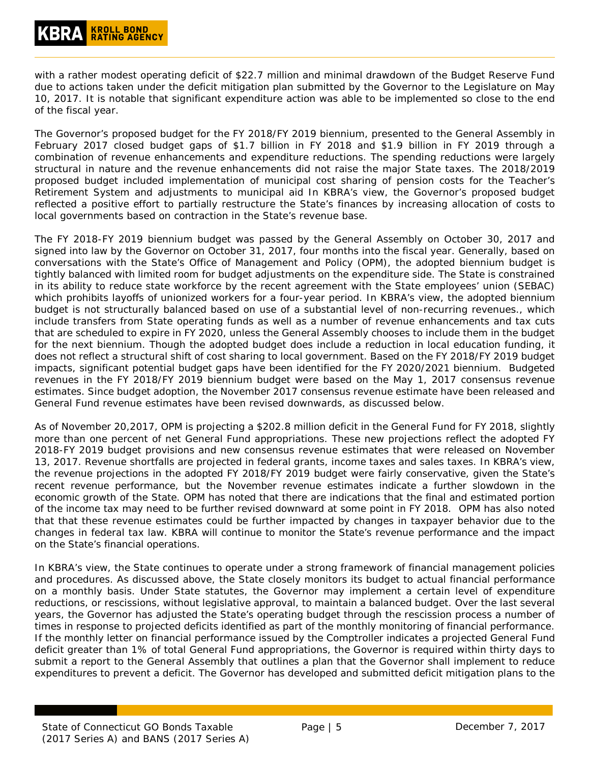with a rather modest operating deficit of $22.7 million and minimal drawdown of the Budget Reserve Fund due to actions taken under the deficit mitigation plan submitted by the Governor to the Legislature on May 10, 2017. It is notable that significant expenditure action was able to be implemented so close to the end of the fiscal year.

The Governor's proposed budget for the FY 2018/FY 2019 biennium, presented to the General Assembly in February 2017 closed budget gaps of $1.7 billion in FY 2018 and $1.9 billion in FY 2019 through a combination of revenue enhancements and expenditure reductions. The spending reductions were largely structural in nature and the revenue enhancements did not raise the major State taxes. The 2018/2019 proposed budget included implementation of municipal cost sharing of pension costs for the Teacher's Retirement System and adjustments to municipal aid In KBRA's view, the Governor's proposed budget reflected a positive effort to partially restructure the State's finances by increasing allocation of costs to local governments based on contraction in the State's revenue base.

The FY 2018-FY 2019 biennium budget was passed by the General Assembly on October 30, 2017 and signed into law by the Governor on October 31, 2017, four months into the fiscal year. Generally, based on conversations with the State's Office of Management and Policy (OPM), the adopted biennium budget is tightly balanced with limited room for budget adjustments on the expenditure side. The State is constrained in its ability to reduce state workforce by the recent agreement with the State employees' union (SEBAC) which prohibits layoffs of unionized workers for a four-year period. In KBRA's view, the adopted biennium budget is not structurally balanced based on use of a substantial level of non-recurring revenues., which include transfers from State operating funds as well as a number of revenue enhancements and tax cuts that are scheduled to expire in FY 2020, unless the General Assembly chooses to include them in the budget for the next biennium. Though the adopted budget does include a reduction in local education funding, it does not reflect a structural shift of cost sharing to local government. Based on the FY 2018/FY 2019 budget impacts, significant potential budget gaps have been identified for the FY 2020/2021 biennium. Budgeted revenues in the FY 2018/FY 2019 biennium budget were based on the May 1, 2017 consensus revenue estimates. Since budget adoption, the November 2017 consensus revenue estimate have been released and General Fund revenue estimates have been revised downwards, as discussed below.

As of November 20,2017, OPM is projecting a $202.8 million deficit in the General Fund for FY 2018, slightly more than one percent of net General Fund appropriations. These new projections reflect the adopted FY 2018-FY 2019 budget provisions and new consensus revenue estimates that were released on November 13, 2017. Revenue shortfalls are projected in federal grants, income taxes and sales taxes. In KBRA's view, the revenue projections in the adopted FY 2018/FY 2019 budget were fairly conservative, given the State's recent revenue performance, but the November revenue estimates indicate a further slowdown in the economic growth of the State. OPM has noted that there are indications that the final and estimated portion of the income tax may need to be further revised downward at some point in FY 2018. OPM has also noted that that these revenue estimates could be further impacted by changes in taxpayer behavior due to the changes in federal tax law. KBRA will continue to monitor the State's revenue performance and the impact on the State's financial operations.

In KBRA's view, the State continues to operate under a strong framework of financial management policies and procedures. As discussed above, the State closely monitors its budget to actual financial performance on a monthly basis. Under State statutes, the Governor may implement a certain level of expenditure reductions, or rescissions, without legislative approval, to maintain a balanced budget. Over the last several years, the Governor has adjusted the State's operating budget through the rescission process a number of times in response to projected deficits identified as part of the monthly monitoring of financial performance. If the monthly letter on financial performance issued by the Comptroller indicates a projected General Fund deficit greater than 1% of total General Fund appropriations, the Governor is required within thirty days to submit a report to the General Assembly that outlines a plan that the Governor shall implement to reduce expenditures to prevent a deficit. The Governor has developed and submitted deficit mitigation plans to the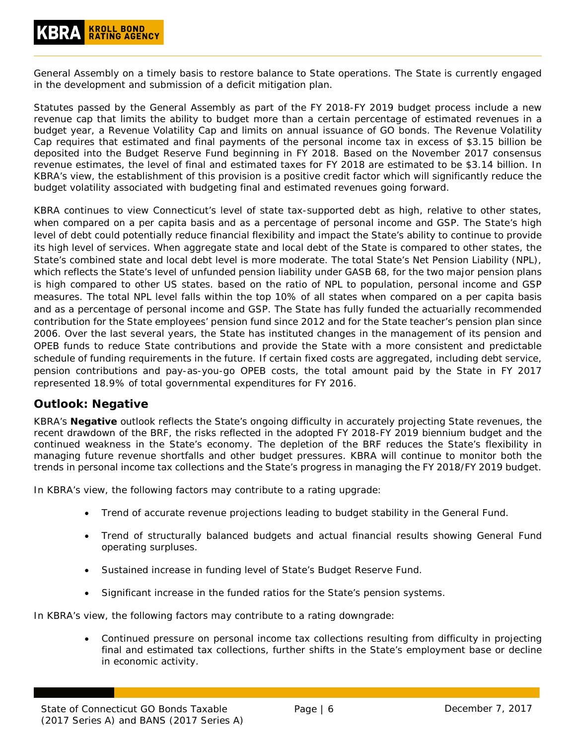General Assembly on a timely basis to restore balance to State operations. The State is currently engaged in the development and submission of a deficit mitigation plan.

Statutes passed by the General Assembly as part of the FY 2018-FY 2019 budget process include a new revenue cap that limits the ability to budget more than a certain percentage of estimated revenues in a budget year, a Revenue Volatility Cap and limits on annual issuance of GO bonds. The Revenue Volatility Cap requires that estimated and final payments of the personal income tax in excess of $3.15 billion be deposited into the Budget Reserve Fund beginning in FY 2018. Based on the November 2017 consensus revenue estimates, the level of final and estimated taxes for FY 2018 are estimated to be $3.14 billion. In KBRA's view, the establishment of this provision is a positive credit factor which will significantly reduce the budget volatility associated with budgeting final and estimated revenues going forward.

KBRA continues to view Connecticut's level of state tax-supported debt as high, relative to other states, when compared on a per capita basis and as a percentage of personal income and GSP. The State's high level of debt could potentially reduce financial flexibility and impact the State's ability to continue to provide its high level of services. When aggregate state and local debt of the State is compared to other states, the State's combined state and local debt level is more moderate. The total State's Net Pension Liability (NPL), which reflects the State's level of unfunded pension liability under GASB 68, for the two major pension plans is high compared to other US states. based on the ratio of NPL to population, personal income and GSP measures. The total NPL level falls within the top 10% of all states when compared on a per capita basis and as a percentage of personal income and GSP. The State has fully funded the actuarially recommended contribution for the State employees' pension fund since 2012 and for the State teacher's pension plan since 2006. Over the last several years, the State has instituted changes in the management of its pension and OPEB funds to reduce State contributions and provide the State with a more consistent and predictable schedule of funding requirements in the future. If certain fixed costs are aggregated, including debt service, pension contributions and pay-as-you-go OPEB costs, the total amount paid by the State in FY 2017 represented 18.9% of total governmental expenditures for FY 2016.

## Outlook: Negative

KBRA's **Negative** outlook reflects the State's ongoing difficulty in accurately projecting State revenues, the recent drawdown of the BRF, the risks reflected in the adopted FY 2018-FY 2019 biennium budget and the continued weakness in the State's economy. The depletion of the BRF reduces the State's flexibility in managing future revenue shortfalls and other budget pressures. KBRA will continue to monitor both the trends in personal income tax collections and the State's progress in managing the FY 2018/FY 2019 budget.

In KBRA's view, the following factors may contribute to a rating upgrade:

- Trend of accurate revenue projections leading to budget stability in the General Fund.
- Trend of structurally balanced budgets and actual financial results showing General Fund operating surpluses.
- Sustained increase in funding level of State's Budget Reserve Fund.
- Significant increase in the funded ratios for the State's pension systems.

In KBRA's view, the following factors may contribute to a rating downgrade:

- Continued pressure on personal income tax collections resulting from difficulty in projecting final and estimated tax collections, further shifts in the State's employment base or decline in economic activity.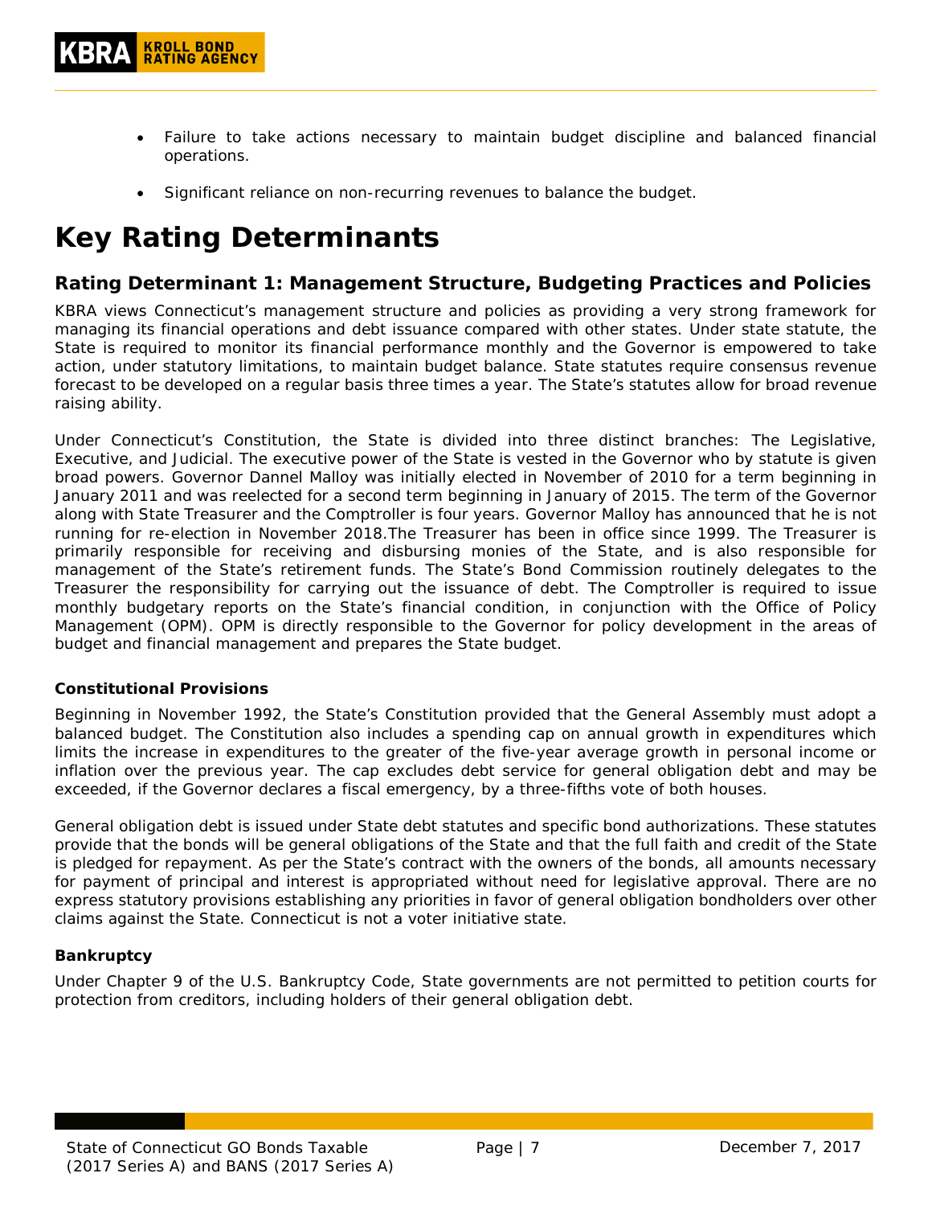- Failure to take actions necessary to maintain budget discipline and balanced financial operations.

- Significant reliance on non-recurring revenues to balance the budget.

# Key Rating Determinants

## Rating Determinant 1: Management Structure, Budgeting Practices and Policies

KBRA views Connecticut's management structure and policies as providing a very strong framework for managing its financial operations and debt issuance compared with other states. Under state statute, the State is required to monitor its financial performance monthly and the Governor is empowered to take action, under statutory limitations, to maintain budget balance. State statutes require consensus revenue forecast to be developed on a regular basis three times a year. The State's statutes allow for broad revenue raising ability.

Under Connecticut's Constitution, the State is divided into three distinct branches: The Legislative, Executive, and Judicial. The executive power of the State is vested in the Governor who by statute is given broad powers. Governor Dannel Malloy was initially elected in November of 2010 for a term beginning in January 2011 and was reelected for a second term beginning in January of 2015. The term of the Governor along with State Treasurer and the Comptroller is four years. Governor Malloy has announced that he is not running for re-election in November 2018.The Treasurer has been in office since 1999. The Treasurer is primarily responsible for receiving and disbursing monies of the State, and is also responsible for management of the State's retirement funds. The State's Bond Commission routinely delegates to the Treasurer the responsibility for carrying out the issuance of debt. The Comptroller is required to issue monthly budgetary reports on the State's financial condition, in conjunction with the Office of Policy Management (OPM). OPM is directly responsible to the Governor for policy development in the areas of budget and financial management and prepares the State budget.

### Constitutional Provisions

Beginning in November 1992, the State's Constitution provided that the General Assembly must adopt a balanced budget. The Constitution also includes a spending cap on annual growth in expenditures which limits the increase in expenditures to the greater of the five-year average growth in personal income or inflation over the previous year. The cap excludes debt service for general obligation debt and may be exceeded, if the Governor declares a fiscal emergency, by a three-fifths vote of both houses.

General obligation debt is issued under State debt statutes and specific bond authorizations. These statutes provide that the bonds will be general obligations of the State and that the full faith and credit of the State is pledged for repayment. As per the State's contract with the owners of the bonds, all amounts necessary for payment of principal and interest is appropriated without need for legislative approval. There are no express statutory provisions establishing any priorities in favor of general obligation bondholders over other claims against the State. Connecticut is not a voter initiative state.

### Bankruptcy

Under Chapter 9 of the U.S. Bankruptcy Code, State governments are not permitted to petition courts for protection from creditors, including holders of their general obligation debt.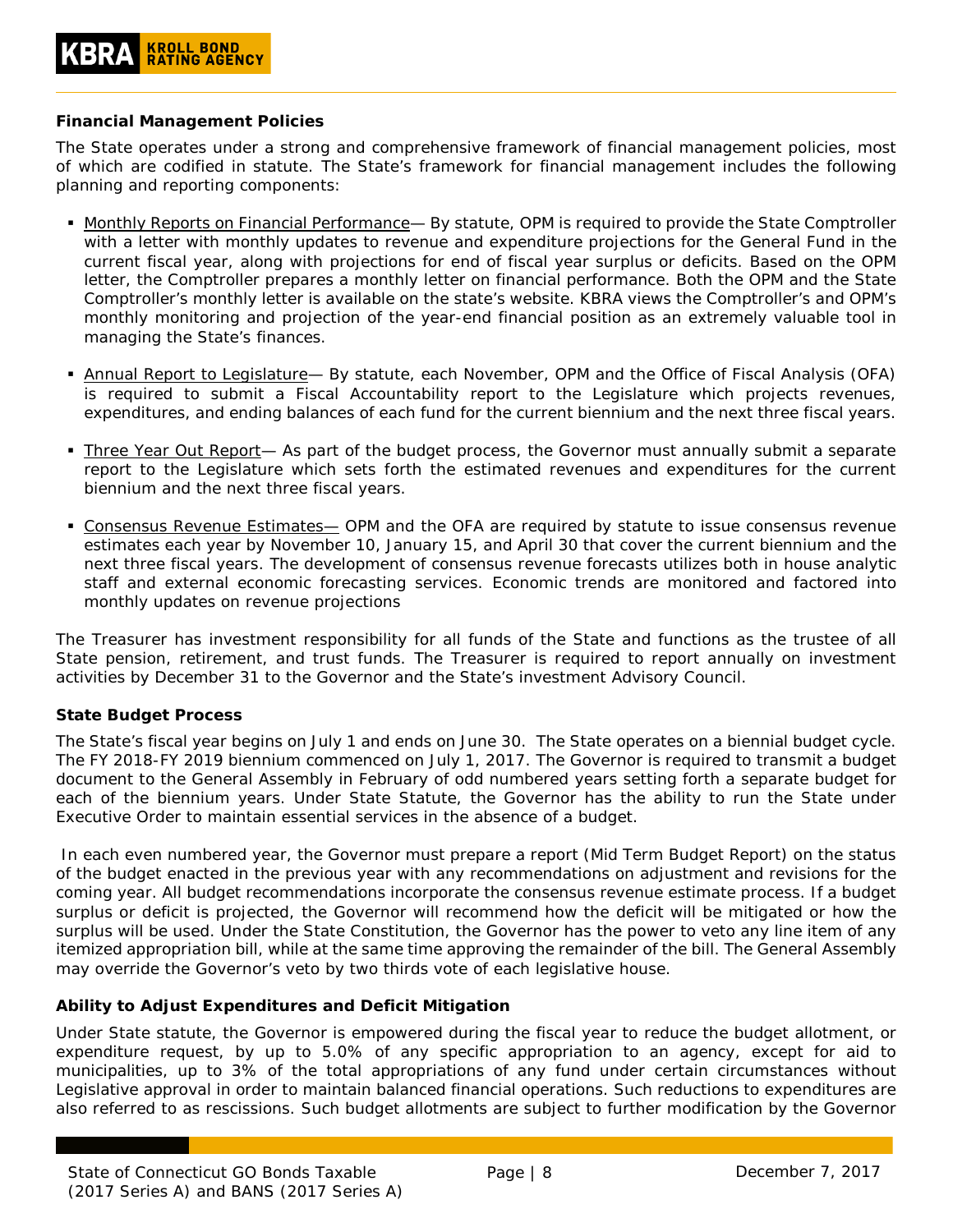**Financial Management Policies**

The State operates under a strong and comprehensive framework of financial management policies, most of which are codified in statute. The State's framework for financial management includes the following planning and reporting components:

- Monthly Reports on Financial Performance— By statute, OPM is required to provide the State Comptroller with a letter with monthly updates to revenue and expenditure projections for the General Fund in the current fiscal year, along with projections for end of fiscal year surplus or deficits. Based on the OPM letter, the Comptroller prepares a monthly letter on financial performance. Both the OPM and the State Comptroller's monthly letter is available on the state's website. KBRA views the Comptroller's and OPM's monthly monitoring and projection of the year-end financial position as an extremely valuable tool in managing the State's finances.

- Annual Report to Legislature— By statute, each November, OPM and the Office of Fiscal Analysis (OFA) is required to submit a Fiscal Accountability report to the Legislature which projects revenues, expenditures, and ending balances of each fund for the current biennium and the next three fiscal years.

- Three Year Out Report— As part of the budget process, the Governor must annually submit a separate report to the Legislature which sets forth the estimated revenues and expenditures for the current biennium and the next three fiscal years.

- Consensus Revenue Estimates— OPM and the OFA are required by statute to issue consensus revenue estimates each year by November 10, January 15, and April 30 that cover the current biennium and the next three fiscal years. The development of consensus revenue forecasts utilizes both in house analytic staff and external economic forecasting services. Economic trends are monitored and factored into monthly updates on revenue projections

The Treasurer has investment responsibility for all funds of the State and functions as the trustee of all State pension, retirement, and trust funds. The Treasurer is required to report annually on investment activities by December 31 to the Governor and the State's investment Advisory Council.

**State Budget Process**

The State's fiscal year begins on July 1 and ends on June 30. The State operates on a biennial budget cycle. The FY 2018-FY 2019 biennium commenced on July 1, 2017. The Governor is required to transmit a budget document to the General Assembly in February of odd numbered years setting forth a separate budget for each of the biennium years. Under State Statute, the Governor has the ability to run the State under Executive Order to maintain essential services in the absence of a budget.

In each even numbered year, the Governor must prepare a report (Mid Term Budget Report) on the status of the budget enacted in the previous year with any recommendations on adjustment and revisions for the coming year. All budget recommendations incorporate the consensus revenue estimate process. If a budget surplus or deficit is projected, the Governor will recommend how the deficit will be mitigated or how the surplus will be used. Under the State Constitution, the Governor has the power to veto any line item of any itemized appropriation bill, while at the same time approving the remainder of the bill. The General Assembly may override the Governor's veto by two thirds vote of each legislative house.

**Ability to Adjust Expenditures and Deficit Mitigation**

Under State statute, the Governor is empowered during the fiscal year to reduce the budget allotment, or expenditure request, by up to 5.0% of any specific appropriation to an agency, except for aid to municipalities, up to 3% of the total appropriations of any fund under certain circumstances without Legislative approval in order to maintain balanced financial operations. Such reductions to expenditures are also referred to as rescissions. Such budget allotments are subject to further modification by the Governor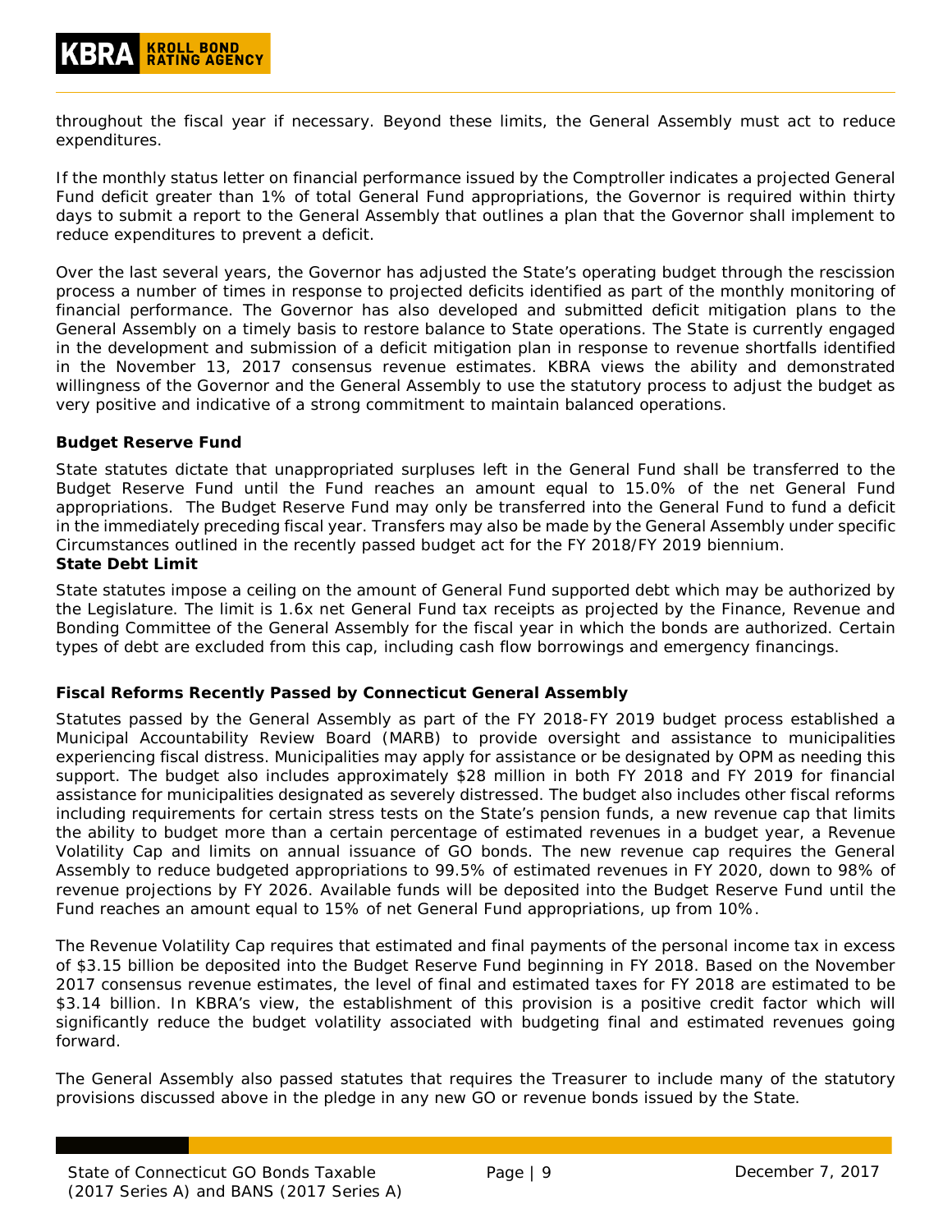throughout the fiscal year if necessary. Beyond these limits, the General Assembly must act to reduce expenditures.

If the monthly status letter on financial performance issued by the Comptroller indicates a projected General Fund deficit greater than 1% of total General Fund appropriations, the Governor is required within thirty days to submit a report to the General Assembly that outlines a plan that the Governor shall implement to reduce expenditures to prevent a deficit.

Over the last several years, the Governor has adjusted the State's operating budget through the rescission process a number of times in response to projected deficits identified as part of the monthly monitoring of financial performance. The Governor has also developed and submitted deficit mitigation plans to the General Assembly on a timely basis to restore balance to State operations. The State is currently engaged in the development and submission of a deficit mitigation plan in response to revenue shortfalls identified in the November 13, 2017 consensus revenue estimates. KBRA views the ability and demonstrated willingness of the Governor and the General Assembly to use the statutory process to adjust the budget as very positive and indicative of a strong commitment to maintain balanced operations.

**Budget Reserve Fund**

State statutes dictate that unappropriated surpluses left in the General Fund shall be transferred to the Budget Reserve Fund until the Fund reaches an amount equal to 15.0% of the net General Fund appropriations. The Budget Reserve Fund may only be transferred into the General Fund to fund a deficit in the immediately preceding fiscal year. Transfers may also be made by the General Assembly under specific Circumstances outlined in the recently passed budget act for the FY 2018/FY 2019 biennium.

**State Debt Limit**

State statutes impose a ceiling on the amount of General Fund supported debt which may be authorized by the Legislature. The limit is 1.6x net General Fund tax receipts as projected by the Finance, Revenue and Bonding Committee of the General Assembly for the fiscal year in which the bonds are authorized. Certain types of debt are excluded from this cap, including cash flow borrowings and emergency financings.

**Fiscal Reforms Recently Passed by Connecticut General Assembly**

Statutes passed by the General Assembly as part of the FY 2018-FY 2019 budget process established a Municipal Accountability Review Board (MARB) to provide oversight and assistance to municipalities experiencing fiscal distress. Municipalities may apply for assistance or be designated by OPM as needing this support. The budget also includes approximately $28 million in both FY 2018 and FY 2019 for financial assistance for municipalities designated as severely distressed. The budget also includes other fiscal reforms including requirements for certain stress tests on the State's pension funds, a new revenue cap that limits the ability to budget more than a certain percentage of estimated revenues in a budget year, a Revenue Volatility Cap and limits on annual issuance of GO bonds. The new revenue cap requires the General Assembly to reduce budgeted appropriations to 99.5% of estimated revenues in FY 2020, down to 98% of revenue projections by FY 2026. Available funds will be deposited into the Budget Reserve Fund until the Fund reaches an amount equal to 15% of net General Fund appropriations, up from 10%.

The Revenue Volatility Cap requires that estimated and final payments of the personal income tax in excess of $3.15 billion be deposited into the Budget Reserve Fund beginning in FY 2018. Based on the November 2017 consensus revenue estimates, the level of final and estimated taxes for FY 2018 are estimated to be $3.14 billion. In KBRA's view, the establishment of this provision is a positive credit factor which will significantly reduce the budget volatility associated with budgeting final and estimated revenues going forward.

The General Assembly also passed statutes that requires the Treasurer to include many of the statutory provisions discussed above in the pledge in any new GO or revenue bonds issued by the State.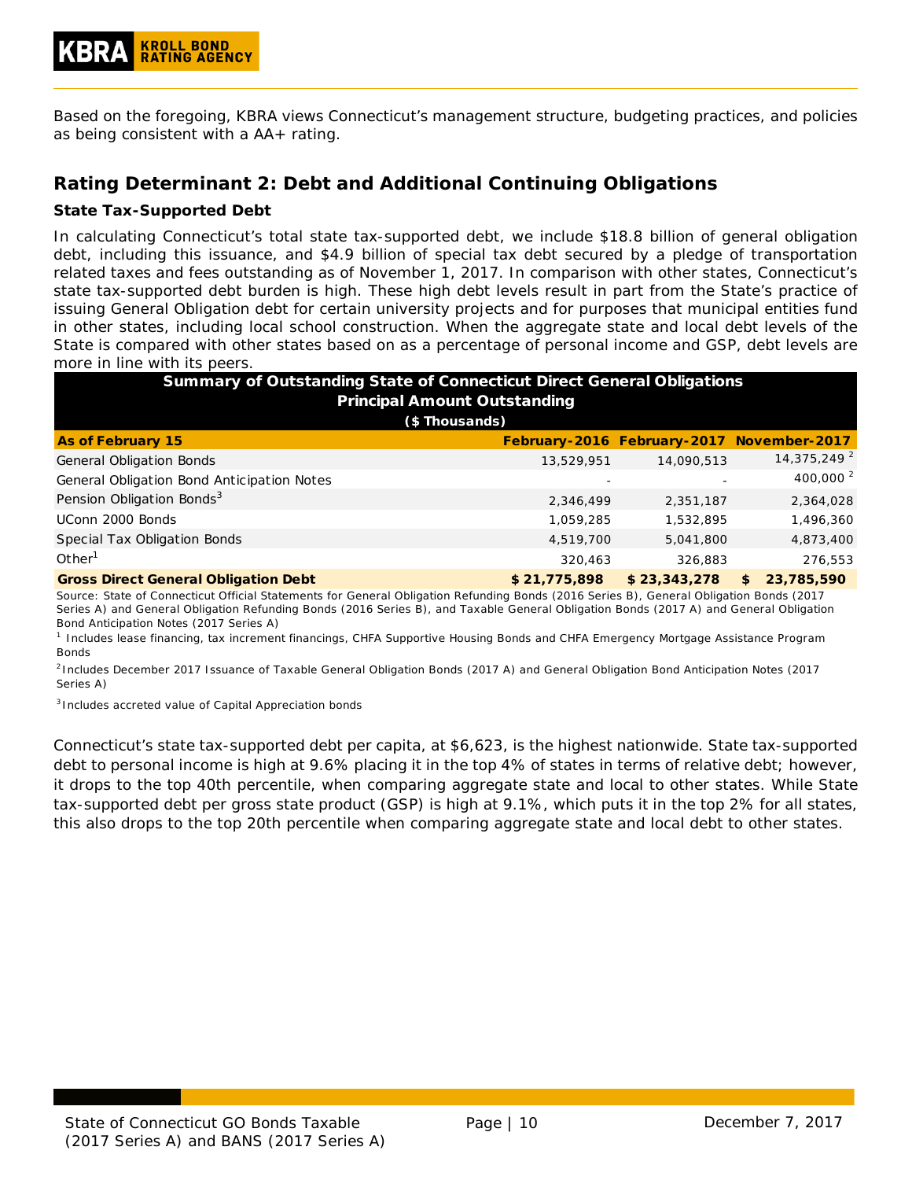Based on the foregoing, KBRA views Connecticut's management structure, budgeting practices, and policies as being consistent with a AA+ rating.

## Rating Determinant 2: Debt and Additional Continuing Obligations

### State Tax-Supported Debt

In calculating Connecticut's total state tax-supported debt, we include $18.8 billion of general obligation debt, including this issuance, and $4.9 billion of special tax debt secured by a pledge of transportation related taxes and fees outstanding as of November 1, 2017. In comparison with other states, Connecticut's state tax-supported debt burden is high. These high debt levels result in part from the State's practice of issuing General Obligation debt for certain university projects and for purposes that municipal entities fund in other states, including local school construction. When the aggregate state and local debt levels of the State is compared with other states based on as a percentage of personal income and GSP, debt levels are more in line with its peers.

**Summary of Outstanding State of Connecticut Direct General Obligations**
**Principal Amount Outstanding**
**($ Thousands)**

| As of February 15 | February-2016 | February-2017 | November-2017 |
|---|---|---|---|
| General Obligation Bonds | 13,529,951 | 14,090,513 | 14,375,249 [2] |
| General Obligation Bond Anticipation Notes | - | - | 400,000 [2] |
| Pension Obligation Bonds[3] | 2,346,499 | 2,351,187 | 2,364,028 |
| UConn 2000 Bonds | 1,059,285 | 1,532,895 | 1,496,360 |
| Special Tax Obligation Bonds | 4,519,700 | 5,041,800 | 4,873,400 |
| Other[1] | 320,463 | 326,883 | 276,553 |
| **Gross Direct General Obligation Debt** | **$ 21,775,898** | **$ 23,343,278** | **$ 23,785,590** |

Source: State of Connecticut Official Statements for General Obligation Refunding Bonds (2016 Series B), General Obligation Bonds (2017 Series A) and General Obligation Refunding Bonds (2016 Series B), and Taxable General Obligation Bonds (2017 A) and General Obligation Bond Anticipation Notes (2017 Series A)

[1] Includes lease financing, tax increment financings, CHFA Supportive Housing Bonds and CHFA Emergency Mortgage Assistance Program Bonds

[2] Includes December 2017 Issuance of Taxable General Obligation Bonds (2017 A) and General Obligation Bond Anticipation Notes (2017 Series A)

[3] Includes accreted value of Capital Appreciation bonds

Connecticut's state tax-supported debt per capita, at $6,623, is the highest nationwide. State tax-supported debt to personal income is high at 9.6% placing it in the top 4% of states in terms of relative debt; however, it drops to the top 40th percentile, when comparing aggregate state and local to other states. While State tax-supported debt per gross state product (GSP) is high at 9.1%, which puts it in the top 2% for all states, this also drops to the top 20th percentile when comparing aggregate state and local debt to other states.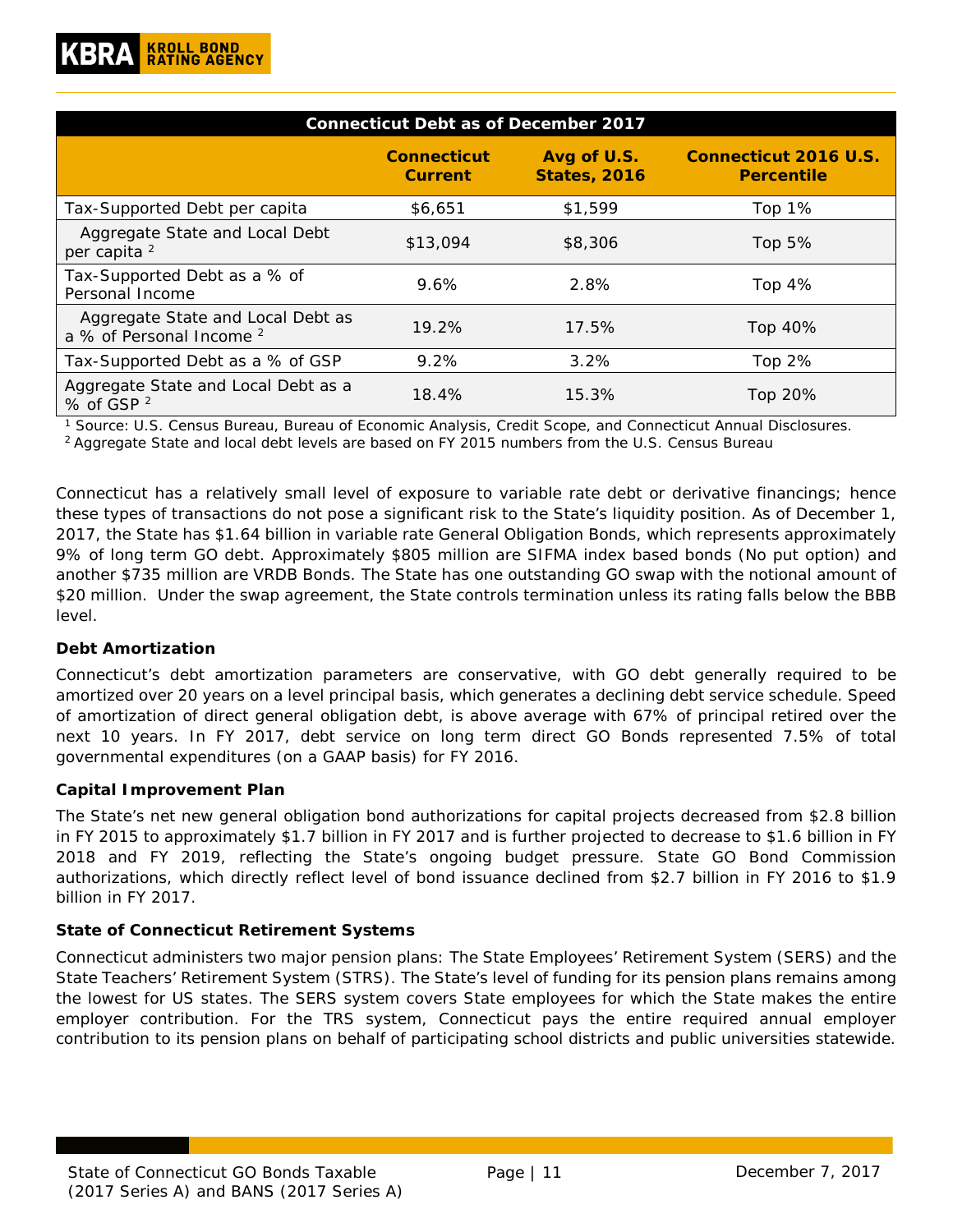| Connecticut Debt as of December 2017 | | | |
|---|---|---|---|
| | **Connecticut Current** | **Avg of U.S. States, 2016** | **Connecticut 2016 U.S. Percentile** |
| Tax-Supported Debt per capita | $6,651 | $1,599 | Top 1% |
| Aggregate State and Local Debt per capita [2] | $13,094 | $8,306 | Top 5% |
| Tax-Supported Debt as a % of Personal Income | 9.6% | 2.8% | Top 4% |
| Aggregate State and Local Debt as a % of Personal Income [2] | 19.2% | 17.5% | Top 40% |
| Tax-Supported Debt as a % of GSP | 9.2% | 3.2% | Top 2% |
| Aggregate State and Local Debt as a % of GSP [2] | 18.4% | 15.3% | Top 20% |

[1] Source: U.S. Census Bureau, Bureau of Economic Analysis, Credit Scope, and Connecticut Annual Disclosures.
[2] Aggregate State and local debt levels are based on FY 2015 numbers from the U.S. Census Bureau

Connecticut has a relatively small level of exposure to variable rate debt or derivative financings; hence these types of transactions do not pose a significant risk to the State's liquidity position. As of December 1, 2017, the State has $1.64 billion in variable rate General Obligation Bonds, which represents approximately 9% of long term GO debt. Approximately $805 million are SIFMA index based bonds (No put option) and another $735 million are VRDB Bonds. The State has one outstanding GO swap with the notional amount of $20 million. Under the swap agreement, the State controls termination unless its rating falls below the BBB level.

**Debt Amortization**

Connecticut's debt amortization parameters are conservative, with GO debt generally required to be amortized over 20 years on a level principal basis, which generates a declining debt service schedule. Speed of amortization of direct general obligation debt, is above average with 67% of principal retired over the next 10 years. In FY 2017, debt service on long term direct GO Bonds represented 7.5% of total governmental expenditures (on a GAAP basis) for FY 2016.

**Capital Improvement Plan**

The State's net new general obligation bond authorizations for capital projects decreased from $2.8 billion in FY 2015 to approximately $1.7 billion in FY 2017 and is further projected to decrease to $1.6 billion in FY 2018 and FY 2019, reflecting the State's ongoing budget pressure. State GO Bond Commission authorizations, which directly reflect level of bond issuance declined from $2.7 billion in FY 2016 to $1.9 billion in FY 2017.

**State of Connecticut Retirement Systems**

Connecticut administers two major pension plans: The State Employees' Retirement System (SERS) and the State Teachers' Retirement System (STRS). The State's level of funding for its pension plans remains among the lowest for US states. The SERS system covers State employees for which the State makes the entire employer contribution. For the TRS system, Connecticut pays the entire required annual employer contribution to its pension plans on behalf of participating school districts and public universities statewide.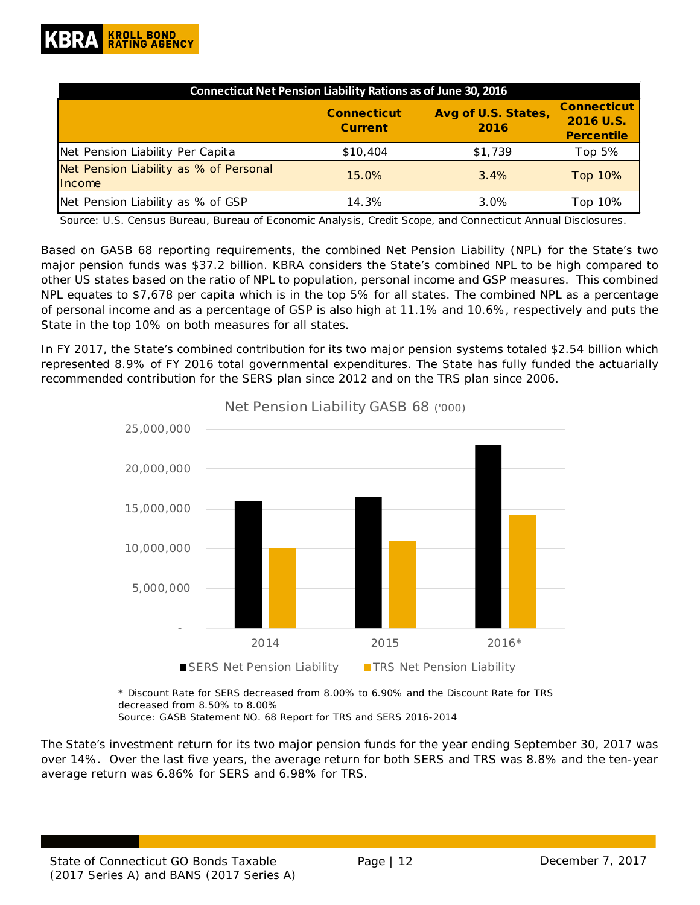| Connecticut Net Pension Liability Rations as of June 30, 2016 | | | |
|---|---|---|---|
| | **Connecticut Current** | **Avg of U.S. States, 2016** | **Connecticut 2016 U.S. Percentile** |
| Net Pension Liability Per Capita | $10,404 | $1,739 | Top 5% |
| Net Pension Liability as % of Personal Income | 15.0% | 3.4% | Top 10% |
| Net Pension Liability as % of GSP | 14.3% | 3.0% | Top 10% |

Source: U.S. Census Bureau, Bureau of Economic Analysis, Credit Scope, and Connecticut Annual Disclosures.

Based on GASB 68 reporting requirements, the combined Net Pension Liability (NPL) for the State's two major pension funds was $37.2 billion. KBRA considers the State's combined NPL to be high compared to other US states based on the ratio of NPL to population, personal income and GSP measures. This combined NPL equates to $7,678 per capita which is in the top 5% for all states. The combined NPL as a percentage of personal income and as a percentage of GSP is also high at 11.1% and 10.6%, respectively and puts the State in the top 10% on both measures for all states.

In FY 2017, the State's combined contribution for its two major pension systems totaled $2.54 billion which represented 8.9% of FY 2016 total governmental expenditures. The State has fully funded the actuarially recommended contribution for the SERS plan since 2012 and on the TRS plan since 2006.

Net Pension Liability GASB 68 ('000)

| | SERS Net Pension Liability | TRS Net Pension Liability |
|---|---|---|
| 2014 | ~16,000,000 | ~10,000,000 |
| 2015 | ~16,500,000 | ~10,900,000 |
| 2016* | ~23,000,000 | ~14,200,000 |

* Discount Rate for SERS decreased from 8.00% to 6.90% and the Discount Rate for TRS decreased from 8.50% to 8.00%
Source: GASB Statement NO. 68 Report for TRS and SERS 2016-2014

The State's investment return for its two major pension funds for the year ending September 30, 2017 was over 14%. Over the last five years, the average return for both SERS and TRS was 8.8% and the ten-year average return was 6.86% for SERS and 6.98% for TRS.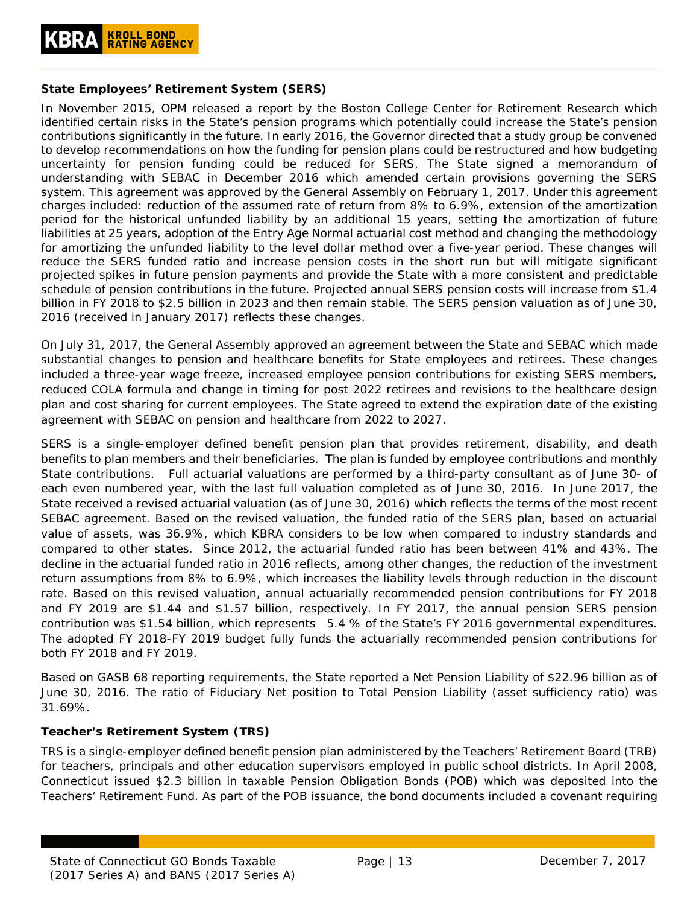**State Employees' Retirement System (SERS)**

In November 2015, OPM released a report by the Boston College Center for Retirement Research which identified certain risks in the State's pension programs which potentially could increase the State's pension contributions significantly in the future. In early 2016, the Governor directed that a study group be convened to develop recommendations on how the funding for pension plans could be restructured and how budgeting uncertainty for pension funding could be reduced for SERS. The State signed a memorandum of understanding with SEBAC in December 2016 which amended certain provisions governing the SERS system. This agreement was approved by the General Assembly on February 1, 2017. Under this agreement charges included: reduction of the assumed rate of return from 8% to 6.9%, extension of the amortization period for the historical unfunded liability by an additional 15 years, setting the amortization of future liabilities at 25 years, adoption of the Entry Age Normal actuarial cost method and changing the methodology for amortizing the unfunded liability to the level dollar method over a five-year period. These changes will reduce the SERS funded ratio and increase pension costs in the short run but will mitigate significant projected spikes in future pension payments and provide the State with a more consistent and predictable schedule of pension contributions in the future. Projected annual SERS pension costs will increase from $1.4 billion in FY 2018 to $2.5 billion in 2023 and then remain stable. The SERS pension valuation as of June 30, 2016 (received in January 2017) reflects these changes.

On July 31, 2017, the General Assembly approved an agreement between the State and SEBAC which made substantial changes to pension and healthcare benefits for State employees and retirees. These changes included a three-year wage freeze, increased employee pension contributions for existing SERS members, reduced COLA formula and change in timing for post 2022 retirees and revisions to the healthcare design plan and cost sharing for current employees. The State agreed to extend the expiration date of the existing agreement with SEBAC on pension and healthcare from 2022 to 2027.

SERS is a single-employer defined benefit pension plan that provides retirement, disability, and death benefits to plan members and their beneficiaries. The plan is funded by employee contributions and monthly State contributions. Full actuarial valuations are performed by a third-party consultant as of June 30- of each even numbered year, with the last full valuation completed as of June 30, 2016. In June 2017, the State received a revised actuarial valuation (as of June 30, 2016) which reflects the terms of the most recent SEBAC agreement. Based on the revised valuation, the funded ratio of the SERS plan, based on actuarial value of assets, was 36.9%, which KBRA considers to be low when compared to industry standards and compared to other states. Since 2012, the actuarial funded ratio has been between 41% and 43%. The decline in the actuarial funded ratio in 2016 reflects, among other changes, the reduction of the investment return assumptions from 8% to 6.9%, which increases the liability levels through reduction in the discount rate. Based on this revised valuation, annual actuarially recommended pension contributions for FY 2018 and FY 2019 are $1.44 and $1.57 billion, respectively. In FY 2017, the annual pension SERS pension contribution was $1.54 billion, which represents 5.4 % of the State's FY 2016 governmental expenditures. The adopted FY 2018-FY 2019 budget fully funds the actuarially recommended pension contributions for both FY 2018 and FY 2019.

Based on GASB 68 reporting requirements, the State reported a Net Pension Liability of $22.96 billion as of June 30, 2016. The ratio of Fiduciary Net position to Total Pension Liability (asset sufficiency ratio) was 31.69%.

**Teacher's Retirement System (TRS)**

TRS is a single-employer defined benefit pension plan administered by the Teachers' Retirement Board (TRB) for teachers, principals and other education supervisors employed in public school districts. In April 2008, Connecticut issued $2.3 billion in taxable Pension Obligation Bonds (POB) which was deposited into the Teachers' Retirement Fund. As part of the POB issuance, the bond documents included a covenant requiring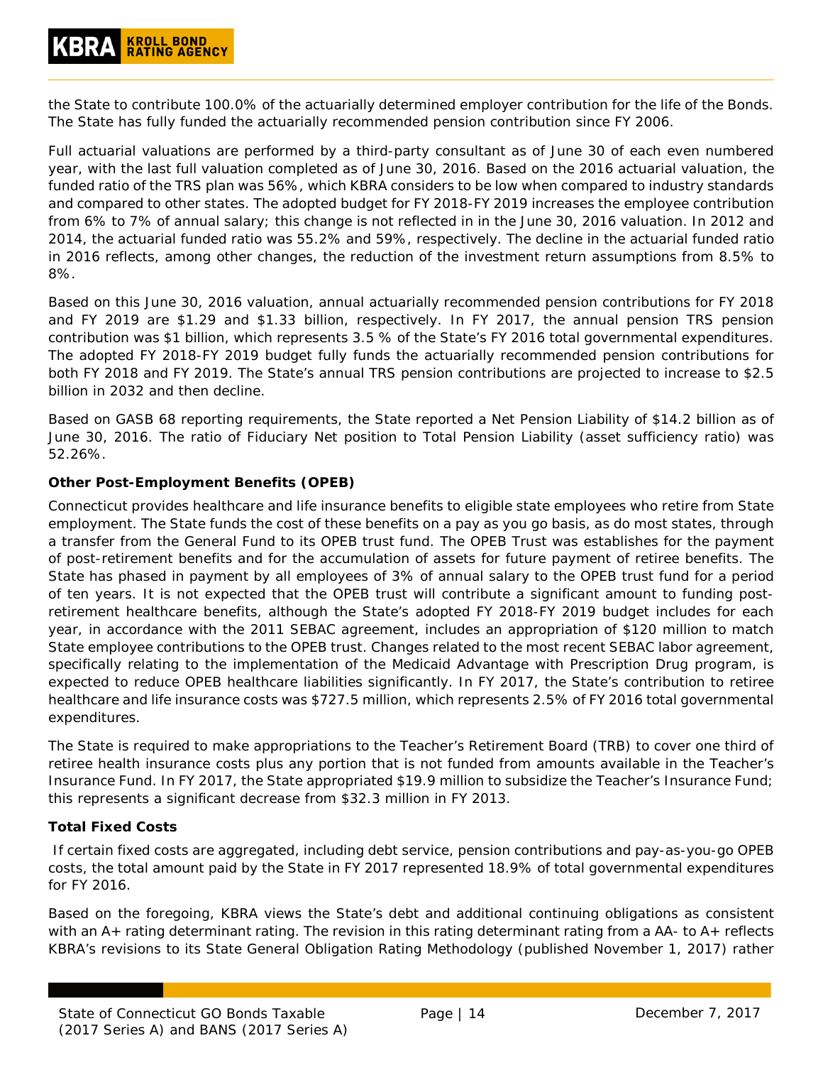the State to contribute 100.0% of the actuarially determined employer contribution for the life of the Bonds. The State has fully funded the actuarially recommended pension contribution since FY 2006.

Full actuarial valuations are performed by a third-party consultant as of June 30 of each even numbered year, with the last full valuation completed as of June 30, 2016. Based on the 2016 actuarial valuation, the funded ratio of the TRS plan was 56%, which KBRA considers to be low when compared to industry standards and compared to other states. The adopted budget for FY 2018-FY 2019 increases the employee contribution from 6% to 7% of annual salary; this change is not reflected in in the June 30, 2016 valuation. In 2012 and 2014, the actuarial funded ratio was 55.2% and 59%, respectively. The decline in the actuarial funded ratio in 2016 reflects, among other changes, the reduction of the investment return assumptions from 8.5% to 8%.

Based on this June 30, 2016 valuation, annual actuarially recommended pension contributions for FY 2018 and FY 2019 are $1.29 and $1.33 billion, respectively. In FY 2017, the annual pension TRS pension contribution was $1 billion, which represents 3.5 % of the State's FY 2016 total governmental expenditures. The adopted FY 2018-FY 2019 budget fully funds the actuarially recommended pension contributions for both FY 2018 and FY 2019. The State's annual TRS pension contributions are projected to increase to $2.5 billion in 2032 and then decline.

Based on GASB 68 reporting requirements, the State reported a Net Pension Liability of $14.2 billion as of June 30, 2016. The ratio of Fiduciary Net position to Total Pension Liability (asset sufficiency ratio) was 52.26%.

**Other Post-Employment Benefits (OPEB)**

Connecticut provides healthcare and life insurance benefits to eligible state employees who retire from State employment. The State funds the cost of these benefits on a pay as you go basis, as do most states, through a transfer from the General Fund to its OPEB trust fund. The OPEB Trust was establishes for the payment of post-retirement benefits and for the accumulation of assets for future payment of retiree benefits. The State has phased in payment by all employees of 3% of annual salary to the OPEB trust fund for a period of ten years. It is not expected that the OPEB trust will contribute a significant amount to funding post-retirement healthcare benefits, although the State's adopted FY 2018-FY 2019 budget includes for each year, in accordance with the 2011 SEBAC agreement, includes an appropriation of $120 million to match State employee contributions to the OPEB trust. Changes related to the most recent SEBAC labor agreement, specifically relating to the implementation of the Medicaid Advantage with Prescription Drug program, is expected to reduce OPEB healthcare liabilities significantly. In FY 2017, the State's contribution to retiree healthcare and life insurance costs was $727.5 million, which represents 2.5% of FY 2016 total governmental expenditures.

The State is required to make appropriations to the Teacher's Retirement Board (TRB) to cover one third of retiree health insurance costs plus any portion that is not funded from amounts available in the Teacher's Insurance Fund. In FY 2017, the State appropriated $19.9 million to subsidize the Teacher's Insurance Fund; this represents a significant decrease from $32.3 million in FY 2013.

**Total Fixed Costs**

If certain fixed costs are aggregated, including debt service, pension contributions and pay-as-you-go OPEB costs, the total amount paid by the State in FY 2017 represented 18.9% of total governmental expenditures for FY 2016.

Based on the foregoing, KBRA views the State's debt and additional continuing obligations as consistent with an A+ rating determinant rating. The revision in this rating determinant rating from a AA- to A+ reflects KBRA's revisions to its State General Obligation Rating Methodology (published November 1, 2017) rather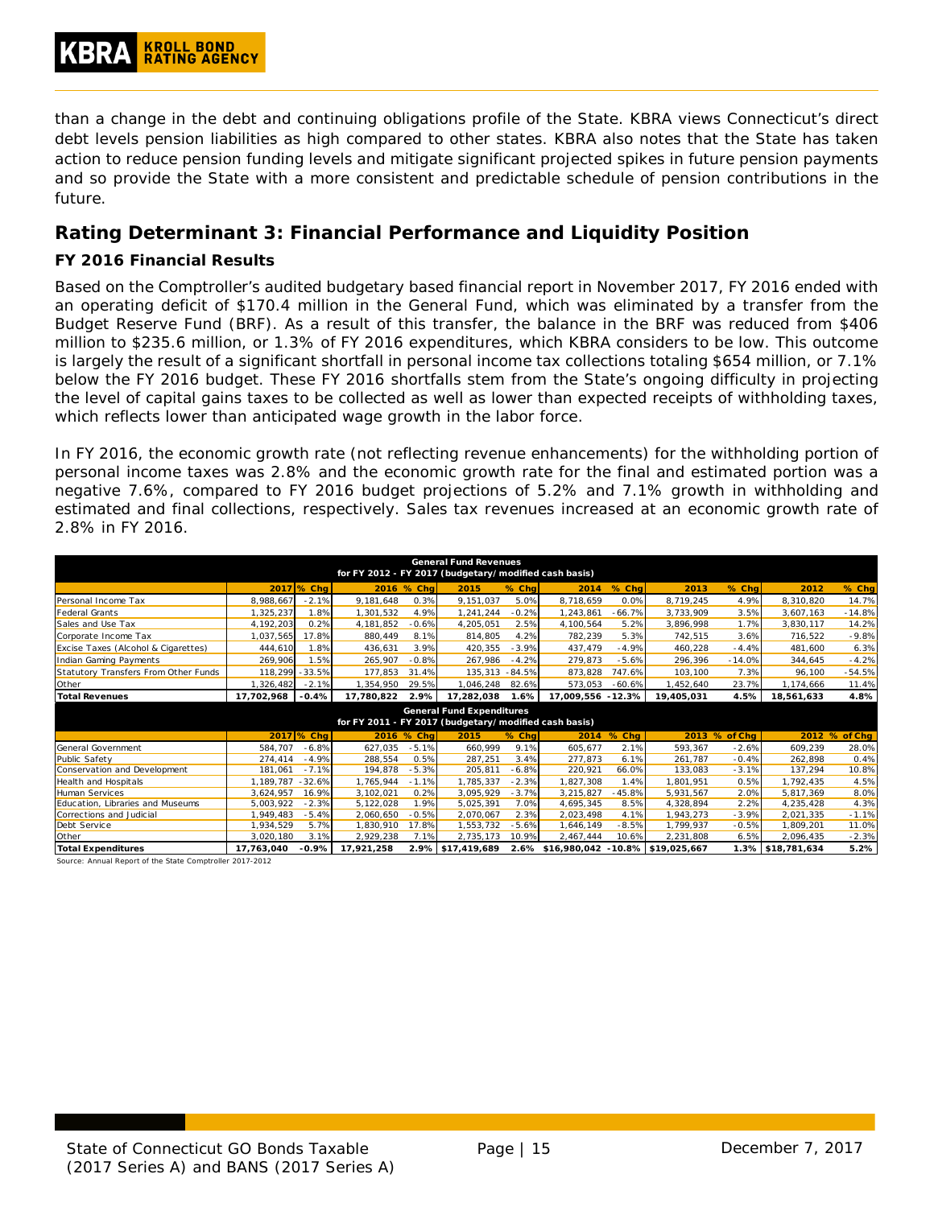than a change in the debt and continuing obligations profile of the State. KBRA views Connecticut's direct debt levels pension liabilities as high compared to other states. KBRA also notes that the State has taken action to reduce pension funding levels and mitigate significant projected spikes in future pension payments and so provide the State with a more consistent and predictable schedule of pension contributions in the future.

## Rating Determinant 3: Financial Performance and Liquidity Position

### FY 2016 Financial Results

Based on the Comptroller's audited budgetary based financial report in November 2017, FY 2016 ended with an operating deficit of $170.4 million in the General Fund, which was eliminated by a transfer from the Budget Reserve Fund (BRF). As a result of this transfer, the balance in the BRF was reduced from $406 million to $235.6 million, or 1.3% of FY 2016 expenditures, which KBRA considers to be low. This outcome is largely the result of a significant shortfall in personal income tax collections totaling $654 million, or 7.1% below the FY 2016 budget. These FY 2016 shortfalls stem from the State's ongoing difficulty in projecting the level of capital gains taxes to be collected as well as lower than expected receipts of withholding taxes, which reflects lower than anticipated wage growth in the labor force.

In FY 2016, the economic growth rate (not reflecting revenue enhancements) for the withholding portion of personal income taxes was 2.8% and the economic growth rate for the final and estimated portion was a negative 7.6%, compared to FY 2016 budget projections of 5.2% and 7.1% growth in withholding and estimated and final collections, respectively. Sales tax revenues increased at an economic growth rate of 2.8% in FY 2016.

| General Fund Revenues for FY 2012 - FY 2017 (budgetary/modified cash basis) | | | | | | | | | | | | |
|---|---|---|---|---|---|---|---|---|---|---|---|---|
| | 2017 | % Chg | 2016 | % Chg | 2015 | % Chg | 2014 | % Chg | 2013 | % Chg | 2012 | % Chg |
| Personal Income Tax | 8,988,667 | -2.1% | 9,181,648 | 0.3% | 9,151,037 | 5.0% | 8,718,659 | 0.0% | 8,719,245 | 4.9% | 8,310,820 | 14.7% |
| Federal Grants | 1,325,237 | 1.8% | 1,301,532 | 4.9% | 1,241,244 | -0.2% | 1,243,861 | -66.7% | 3,733,909 | 3.5% | 3,607,163 | -14.8% |
| Sales and Use Tax | 4,192,203 | 0.2% | 4,181,852 | -0.6% | 4,205,051 | 2.5% | 4,100,564 | 5.2% | 3,896,998 | 1.7% | 3,830,117 | 14.2% |
| Corporate Income Tax | 1,037,565 | 17.8% | 880,449 | 8.1% | 814,805 | 4.2% | 782,239 | 5.3% | 742,515 | 3.6% | 716,522 | -9.8% |
| Excise Taxes (Alcohol & Cigarettes) | 444,610 | 1.8% | 436,631 | 3.9% | 420,355 | -3.9% | 437,479 | -4.9% | 460,228 | -4.4% | 481,600 | 6.3% |
| Indian Gaming Payments | 269,906 | 1.5% | 265,907 | -0.8% | 267,986 | -4.2% | 279,873 | -5.6% | 296,396 | -14.0% | 344,645 | -4.2% |
| Statutory Transfers From Other Funds | 118,299 | -33.5% | 177,853 | 31.4% | 135,313 | -84.5% | 873,828 | 747.6% | 103,100 | 7.3% | 96,100 | -54.5% |
| Other | 1,326,482 | -2.1% | 1,354,950 | 29.5% | 1,046,248 | 82.6% | 573,053 | -60.6% | 1,452,640 | 23.7% | 1,174,666 | 11.4% |
| **Total Revenues** | **17,702,968** | **-0.4%** | **17,780,822** | **2.9%** | **17,282,038** | **1.6%** | **17,009,556** | **-12.3%** | **19,405,031** | **4.5%** | **18,561,633** | **4.8%** |
| **General Fund Expenditures for FY 2011 - FY 2017 (budgetary/modified cash basis)** | | | | | | | | | | | | |
| | 2017 | % Chg | 2016 | % Chg | 2015 | % Chg | 2014 | % Chg | 2013 | % of Chg | 2012 | % of Chg |
| General Government | 584,707 | -6.8% | 627,035 | -5.1% | 660,999 | 9.1% | 605,677 | 2.1% | 593,367 | -2.6% | 609,239 | 28.0% |
| Public Safety | 274,414 | -4.9% | 288,554 | 0.5% | 287,251 | 3.4% | 277,873 | 6.1% | 261,787 | -0.4% | 262,898 | 0.4% |
| Conservation and Development | 181,061 | -7.1% | 194,878 | -5.3% | 205,811 | -6.8% | 220,921 | 66.0% | 133,083 | -3.1% | 137,294 | 10.8% |
| Health and Hospitals | 1,189,787 | -32.6% | 1,765,944 | -1.1% | 1,785,337 | -2.3% | 1,827,308 | 1.4% | 1,801,951 | 0.5% | 1,792,435 | 4.5% |
| Human Services | 3,624,957 | 16.9% | 3,102,021 | 0.2% | 3,095,929 | -3.7% | 3,215,827 | -45.8% | 5,931,567 | 2.0% | 5,817,369 | 8.0% |
| Education, Libraries and Museums | 5,003,922 | -2.3% | 5,122,028 | 1.9% | 5,025,391 | 7.0% | 4,695,345 | 8.5% | 4,328,894 | 2.2% | 4,235,428 | 4.3% |
| Corrections and Judicial | 1,949,483 | -5.4% | 2,060,650 | -0.5% | 2,070,067 | 2.3% | 2,023,498 | 4.1% | 1,943,273 | -3.9% | 2,021,335 | -1.1% |
| Debt Service | 1,934,529 | 5.7% | 1,830,910 | 17.8% | 1,553,732 | -5.6% | 1,646,149 | -8.5% | 1,799,937 | -0.5% | 1,809,201 | 11.0% |
| Other | 3,020,180 | 3.1% | 2,929,238 | 7.1% | 2,735,173 | 10.9% | 2,467,444 | 10.6% | 2,231,808 | 6.5% | 2,096,435 | -2.3% |
| **Total Expenditures** | **17,763,040** | **-0.9%** | **17,921,258** | **2.9%** | **$17,419,689** | **2.6%** | **$16,980,042** | **-10.8%** | **$19,025,667** | **1.3%** | **$18,781,634** | **5.2%** |

Source: Annual Report of the State Comptroller 2017-2012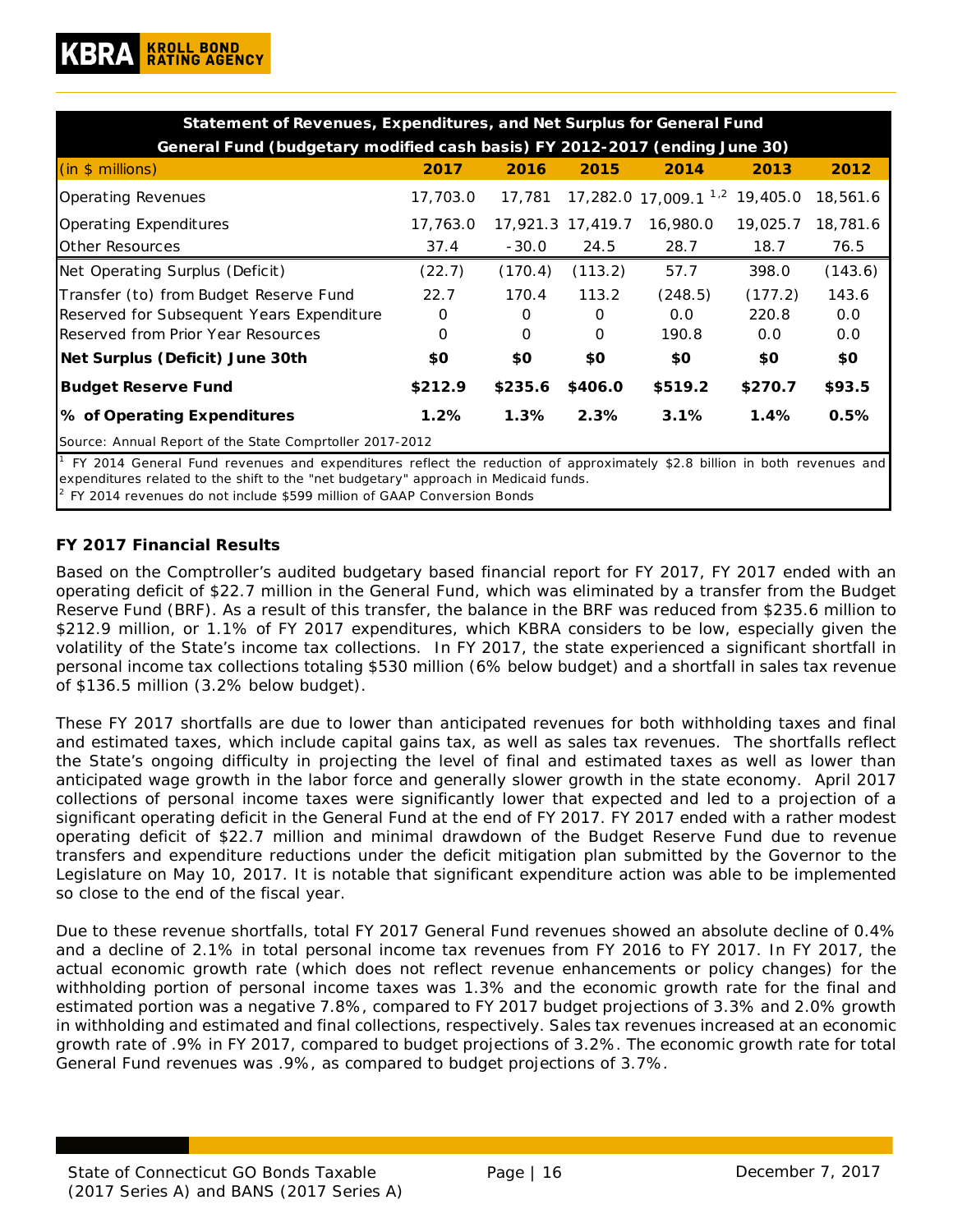| Statement of Revenues, Expenditures, and Net Surplus for General Fund | | | | | | |
|---|---|---|---|---|---|---|
| General Fund (budgetary modified cash basis) FY 2012-2017 (ending June 30) | | | | | | |
| (in $ millions) | 2017 | 2016 | 2015 | 2014 | 2013 | 2012 |
| Operating Revenues | 17,703.0 | 17,781 | 17,282.0 | 17,009.1 [1,2] | 19,405.0 | 18,561.6 |
| Operating Expenditures | 17,763.0 | 17,921.3 | 17,419.7 | 16,980.0 | 19,025.7 | 18,781.6 |
| Other Resources | 37.4 | -30.0 | 24.5 | 28.7 | 18.7 | 76.5 |
| Net Operating Surplus (Deficit) | (22.7) | (170.4) | (113.2) | 57.7 | 398.0 | (143.6) |
| Transfer (to) from Budget Reserve Fund | 22.7 | 170.4 | 113.2 | (248.5) | (177.2) | 143.6 |
| Reserved for Subsequent Years Expenditure | 0 | 0 | 0 | 0.0 | 220.8 | 0.0 |
| Reserved from Prior Year Resources | 0 | 0 | 0 | 190.8 | 0.0 | 0.0 |
| **Net Surplus (Deficit) June 30th** | **$0** | **$0** | **$0** | **$0** | **$0** | **$0** |
| **Budget Reserve Fund** | **$212.9** | **$235.6** | **$406.0** | **$519.2** | **$270.7** | **$93.5** |
| **% of Operating Expenditures** | **1.2%** | **1.3%** | **2.3%** | **3.1%** | **1.4%** | **0.5%** |

Source: Annual Report of the State Comprtoller 2017-2012

[1] FY 2014 General Fund revenues and expenditures reflect the reduction of approximately $2.8 billion in both revenues and expenditures related to the shift to the "net budgetary" approach in Medicaid funds.

[2] FY 2014 revenues do not include $599 million of GAAP Conversion Bonds

### FY 2017 Financial Results

Based on the Comptroller's audited budgetary based financial report for FY 2017, FY 2017 ended with an operating deficit of $22.7 million in the General Fund, which was eliminated by a transfer from the Budget Reserve Fund (BRF). As a result of this transfer, the balance in the BRF was reduced from $235.6 million to $212.9 million, or 1.1% of FY 2017 expenditures, which KBRA considers to be low, especially given the volatility of the State's income tax collections. In FY 2017, the state experienced a significant shortfall in personal income tax collections totaling $530 million (6% below budget) and a shortfall in sales tax revenue of $136.5 million (3.2% below budget).

These FY 2017 shortfalls are due to lower than anticipated revenues for both withholding taxes and final and estimated taxes, which include capital gains tax, as well as sales tax revenues. The shortfalls reflect the State's ongoing difficulty in projecting the level of final and estimated taxes as well as lower than anticipated wage growth in the labor force and generally slower growth in the state economy. April 2017 collections of personal income taxes were significantly lower that expected and led to a projection of a significant operating deficit in the General Fund at the end of FY 2017. FY 2017 ended with a rather modest operating deficit of $22.7 million and minimal drawdown of the Budget Reserve Fund due to revenue transfers and expenditure reductions under the deficit mitigation plan submitted by the Governor to the Legislature on May 10, 2017. It is notable that significant expenditure action was able to be implemented so close to the end of the fiscal year.

Due to these revenue shortfalls, total FY 2017 General Fund revenues showed an absolute decline of 0.4% and a decline of 2.1% in total personal income tax revenues from FY 2016 to FY 2017. In FY 2017, the actual economic growth rate (which does not reflect revenue enhancements or policy changes) for the withholding portion of personal income taxes was 1.3% and the economic growth rate for the final and estimated portion was a negative 7.8%, compared to FY 2017 budget projections of 3.3% and 2.0% growth in withholding and estimated and final collections, respectively. Sales tax revenues increased at an economic growth rate of .9% in FY 2017, compared to budget projections of 3.2%. The economic growth rate for total General Fund revenues was .9%, as compared to budget projections of 3.7%.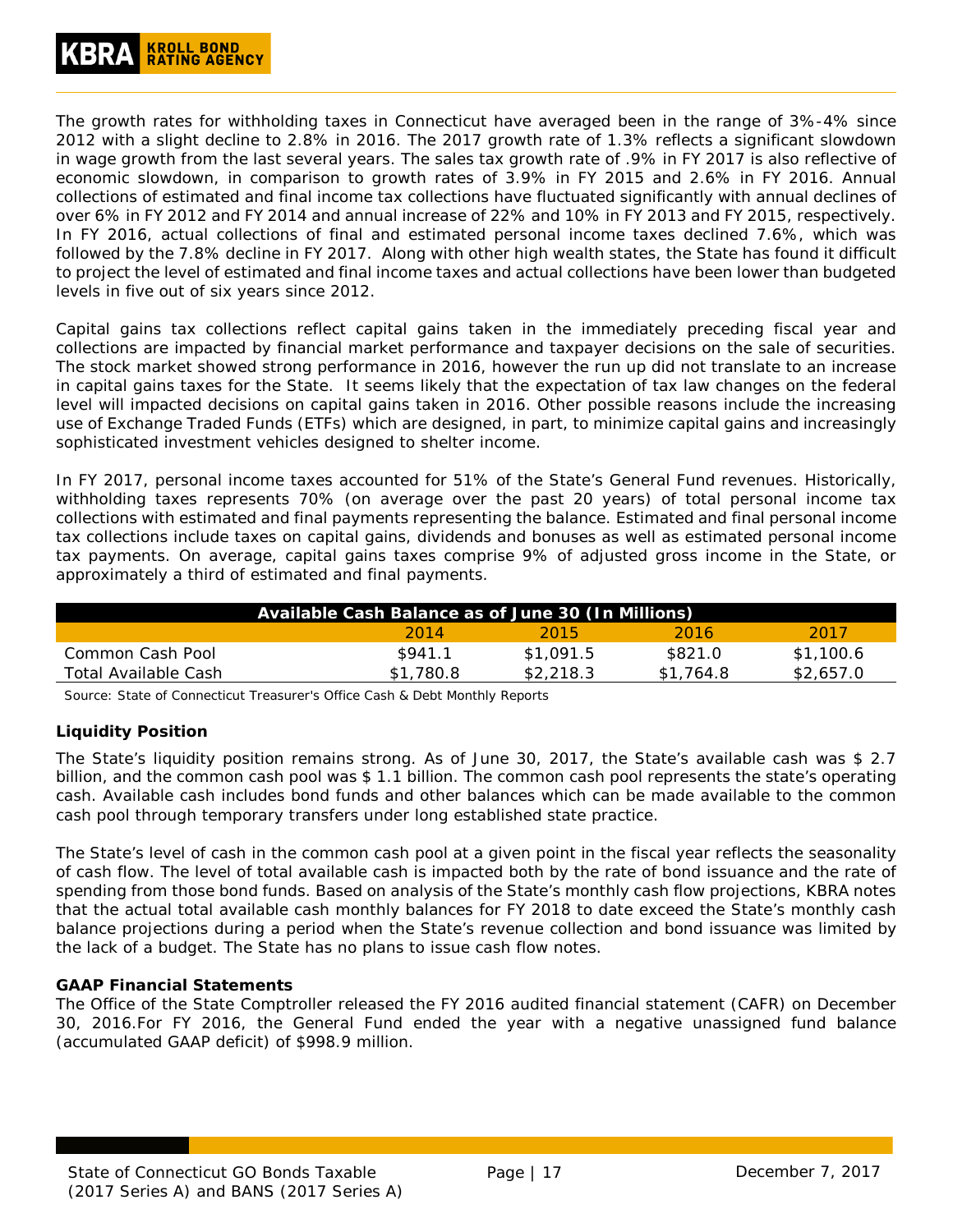The growth rates for withholding taxes in Connecticut have averaged been in the range of 3%-4% since 2012 with a slight decline to 2.8% in 2016. The 2017 growth rate of 1.3% reflects a significant slowdown in wage growth from the last several years. The sales tax growth rate of .9% in FY 2017 is also reflective of economic slowdown, in comparison to growth rates of 3.9% in FY 2015 and 2.6% in FY 2016. Annual collections of estimated and final income tax collections have fluctuated significantly with annual declines of over 6% in FY 2012 and FY 2014 and annual increase of 22% and 10% in FY 2013 and FY 2015, respectively. In FY 2016, actual collections of final and estimated personal income taxes declined 7.6%, which was followed by the 7.8% decline in FY 2017. Along with other high wealth states, the State has found it difficult to project the level of estimated and final income taxes and actual collections have been lower than budgeted levels in five out of six years since 2012.

Capital gains tax collections reflect capital gains taken in the immediately preceding fiscal year and collections are impacted by financial market performance and taxpayer decisions on the sale of securities. The stock market showed strong performance in 2016, however the run up did not translate to an increase in capital gains taxes for the State. It seems likely that the expectation of tax law changes on the federal level will impacted decisions on capital gains taken in 2016. Other possible reasons include the increasing use of Exchange Traded Funds (ETFs) which are designed, in part, to minimize capital gains and increasingly sophisticated investment vehicles designed to shelter income.

In FY 2017, personal income taxes accounted for 51% of the State's General Fund revenues. Historically, withholding taxes represents 70% (on average over the past 20 years) of total personal income tax collections with estimated and final payments representing the balance. Estimated and final personal income tax collections include taxes on capital gains, dividends and bonuses as well as estimated personal income tax payments. On average, capital gains taxes comprise 9% of adjusted gross income in the State, or approximately a third of estimated and final payments.

| Available Cash Balance as of June 30 (In Millions) | | | | |
|---|---|---|---|---|
| | 2014 | 2015 | 2016 | 2017 |
| Common Cash Pool | $941.1 | $1,091.5 | $821.0 | $1,100.6 |
| Total Available Cash | $1,780.8 | $2,218.3 | $1,764.8 | $2,657.0 |

Source: State of Connecticut Treasurer's Office Cash & Debt Monthly Reports

**Liquidity Position**

The State's liquidity position remains strong. As of June 30, 2017, the State's available cash was $ 2.7 billion, and the common cash pool was $ 1.1 billion. The common cash pool represents the state's operating cash. Available cash includes bond funds and other balances which can be made available to the common cash pool through temporary transfers under long established state practice.

The State's level of cash in the common cash pool at a given point in the fiscal year reflects the seasonality of cash flow. The level of total available cash is impacted both by the rate of bond issuance and the rate of spending from those bond funds. Based on analysis of the State's monthly cash flow projections, KBRA notes that the actual total available cash monthly balances for FY 2018 to date exceed the State's monthly cash balance projections during a period when the State's revenue collection and bond issuance was limited by the lack of a budget. The State has no plans to issue cash flow notes.

**GAAP Financial Statements**

The Office of the State Comptroller released the FY 2016 audited financial statement (CAFR) on December 30, 2016.For FY 2016, the General Fund ended the year with a negative unassigned fund balance (accumulated GAAP deficit) of $998.9 million.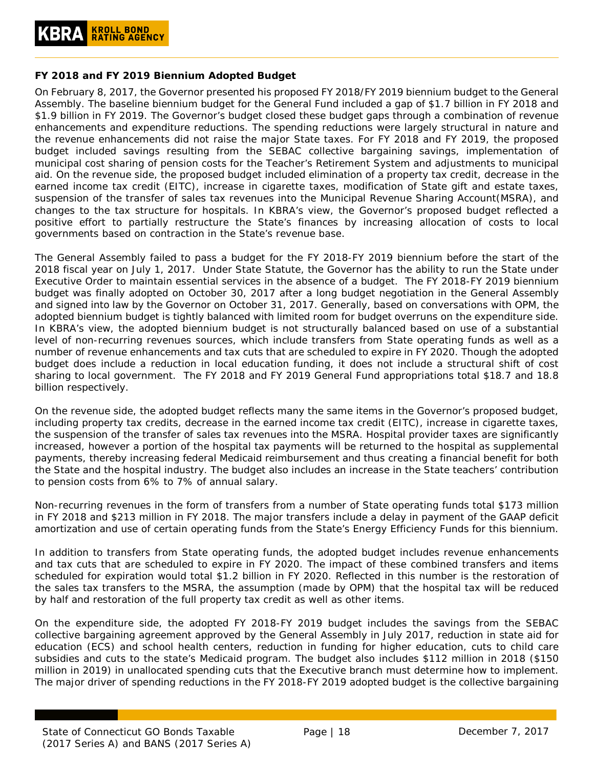**FY 2018 and FY 2019 Biennium Adopted Budget**

On February 8, 2017, the Governor presented his proposed FY 2018/FY 2019 biennium budget to the General Assembly. The baseline biennium budget for the General Fund included a gap of $1.7 billion in FY 2018 and $1.9 billion in FY 2019. The Governor's budget closed these budget gaps through a combination of revenue enhancements and expenditure reductions. The spending reductions were largely structural in nature and the revenue enhancements did not raise the major State taxes. For FY 2018 and FY 2019, the proposed budget included savings resulting from the SEBAC collective bargaining savings, implementation of municipal cost sharing of pension costs for the Teacher's Retirement System and adjustments to municipal aid. On the revenue side, the proposed budget included elimination of a property tax credit, decrease in the earned income tax credit (EITC), increase in cigarette taxes, modification of State gift and estate taxes, suspension of the transfer of sales tax revenues into the Municipal Revenue Sharing Account(MSRA), and changes to the tax structure for hospitals. In KBRA's view, the Governor's proposed budget reflected a positive effort to partially restructure the State's finances by increasing allocation of costs to local governments based on contraction in the State's revenue base.

The General Assembly failed to pass a budget for the FY 2018-FY 2019 biennium before the start of the 2018 fiscal year on July 1, 2017. Under State Statute, the Governor has the ability to run the State under Executive Order to maintain essential services in the absence of a budget. The FY 2018-FY 2019 biennium budget was finally adopted on October 30, 2017 after a long budget negotiation in the General Assembly and signed into law by the Governor on October 31, 2017. Generally, based on conversations with OPM, the adopted biennium budget is tightly balanced with limited room for budget overruns on the expenditure side. In KBRA's view, the adopted biennium budget is not structurally balanced based on use of a substantial level of non-recurring revenues sources, which include transfers from State operating funds as well as a number of revenue enhancements and tax cuts that are scheduled to expire in FY 2020. Though the adopted budget does include a reduction in local education funding, it does not include a structural shift of cost sharing to local government. The FY 2018 and FY 2019 General Fund appropriations total $18.7 and 18.8 billion respectively.

On the revenue side, the adopted budget reflects many the same items in the Governor's proposed budget, including property tax credits, decrease in the earned income tax credit (EITC), increase in cigarette taxes, the suspension of the transfer of sales tax revenues into the MSRA. Hospital provider taxes are significantly increased, however a portion of the hospital tax payments will be returned to the hospital as supplemental payments, thereby increasing federal Medicaid reimbursement and thus creating a financial benefit for both the State and the hospital industry. The budget also includes an increase in the State teachers' contribution to pension costs from 6% to 7% of annual salary.

Non-recurring revenues in the form of transfers from a number of State operating funds total $173 million in FY 2018 and $213 million in FY 2018. The major transfers include a delay in payment of the GAAP deficit amortization and use of certain operating funds from the State's Energy Efficiency Funds for this biennium.

In addition to transfers from State operating funds, the adopted budget includes revenue enhancements and tax cuts that are scheduled to expire in FY 2020. The impact of these combined transfers and items scheduled for expiration would total $1.2 billion in FY 2020. Reflected in this number is the restoration of the sales tax transfers to the MSRA, the assumption (made by OPM) that the hospital tax will be reduced by half and restoration of the full property tax credit as well as other items.

On the expenditure side, the adopted FY 2018-FY 2019 budget includes the savings from the SEBAC collective bargaining agreement approved by the General Assembly in July 2017, reduction in state aid for education (ECS) and school health centers, reduction in funding for higher education, cuts to child care subsidies and cuts to the state's Medicaid program. The budget also includes $112 million in 2018 ($150 million in 2019) in unallocated spending cuts that the Executive branch must determine how to implement. The major driver of spending reductions in the FY 2018-FY 2019 adopted budget is the collective bargaining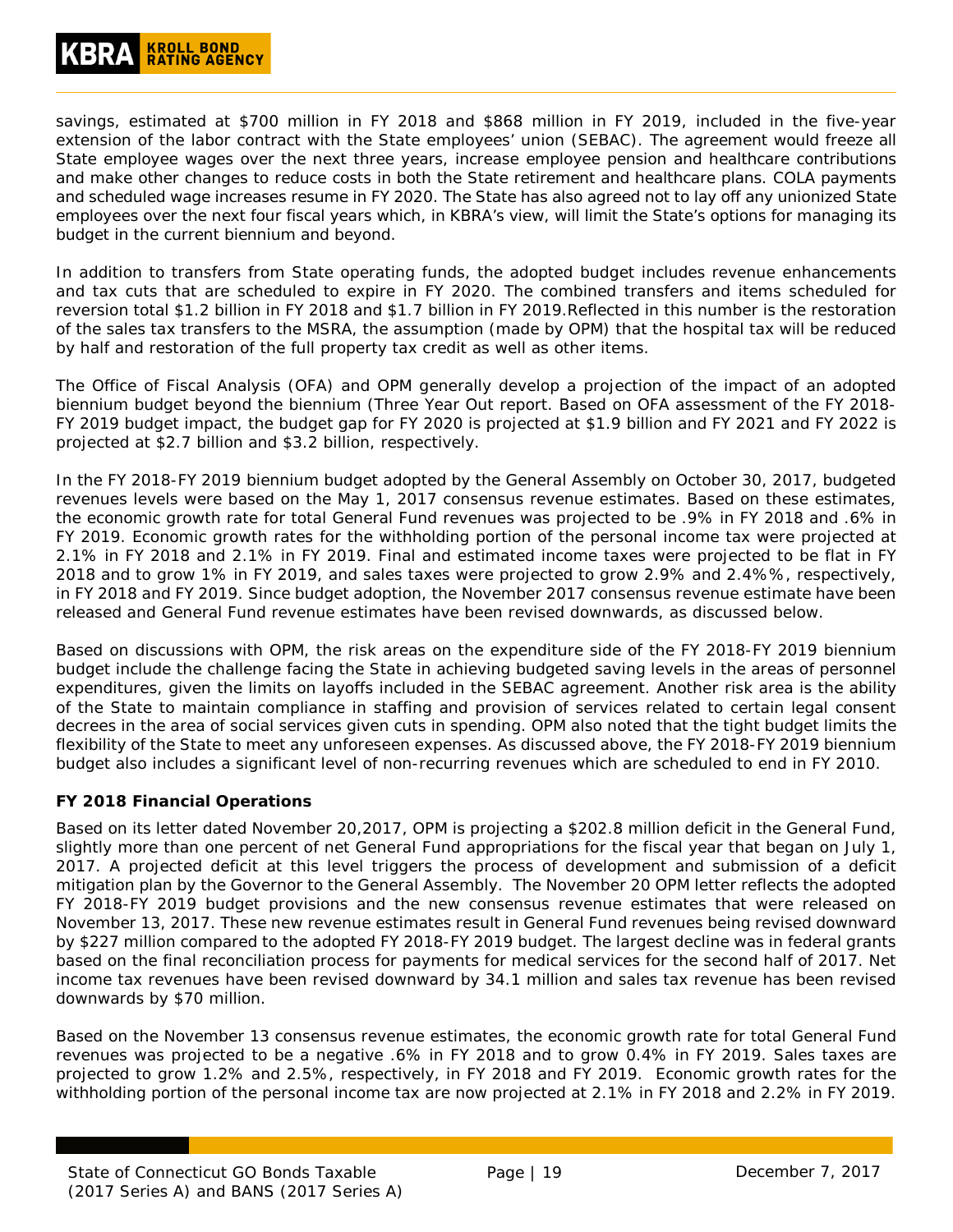savings, estimated at $700 million in FY 2018 and $868 million in FY 2019, included in the five-year extension of the labor contract with the State employees' union (SEBAC). The agreement would freeze all State employee wages over the next three years, increase employee pension and healthcare contributions and make other changes to reduce costs in both the State retirement and healthcare plans. COLA payments and scheduled wage increases resume in FY 2020. The State has also agreed not to lay off any unionized State employees over the next four fiscal years which, in KBRA's view, will limit the State's options for managing its budget in the current biennium and beyond.

In addition to transfers from State operating funds, the adopted budget includes revenue enhancements and tax cuts that are scheduled to expire in FY 2020. The combined transfers and items scheduled for reversion total $1.2 billion in FY 2018 and $1.7 billion in FY 2019.Reflected in this number is the restoration of the sales tax transfers to the MSRA, the assumption (made by OPM) that the hospital tax will be reduced by half and restoration of the full property tax credit as well as other items.

The Office of Fiscal Analysis (OFA) and OPM generally develop a projection of the impact of an adopted biennium budget beyond the biennium (Three Year Out report. Based on OFA assessment of the FY 2018-FY 2019 budget impact, the budget gap for FY 2020 is projected at $1.9 billion and FY 2021 and FY 2022 is projected at $2.7 billion and $3.2 billion, respectively.

In the FY 2018-FY 2019 biennium budget adopted by the General Assembly on October 30, 2017, budgeted revenues levels were based on the May 1, 2017 consensus revenue estimates. Based on these estimates, the economic growth rate for total General Fund revenues was projected to be .9% in FY 2018 and .6% in FY 2019. Economic growth rates for the withholding portion of the personal income tax were projected at 2.1% in FY 2018 and 2.1% in FY 2019. Final and estimated income taxes were projected to be flat in FY 2018 and to grow 1% in FY 2019, and sales taxes were projected to grow 2.9% and 2.4%%, respectively, in FY 2018 and FY 2019. Since budget adoption, the November 2017 consensus revenue estimate have been released and General Fund revenue estimates have been revised downwards, as discussed below.

Based on discussions with OPM, the risk areas on the expenditure side of the FY 2018-FY 2019 biennium budget include the challenge facing the State in achieving budgeted saving levels in the areas of personnel expenditures, given the limits on layoffs included in the SEBAC agreement. Another risk area is the ability of the State to maintain compliance in staffing and provision of services related to certain legal consent decrees in the area of social services given cuts in spending. OPM also noted that the tight budget limits the flexibility of the State to meet any unforeseen expenses. As discussed above, the FY 2018-FY 2019 biennium budget also includes a significant level of non-recurring revenues which are scheduled to end in FY 2010.

**FY 2018 Financial Operations**

Based on its letter dated November 20,2017, OPM is projecting a $202.8 million deficit in the General Fund, slightly more than one percent of net General Fund appropriations for the fiscal year that began on July 1, 2017. A projected deficit at this level triggers the process of development and submission of a deficit mitigation plan by the Governor to the General Assembly. The November 20 OPM letter reflects the adopted FY 2018-FY 2019 budget provisions and the new consensus revenue estimates that were released on November 13, 2017. These new revenue estimates result in General Fund revenues being revised downward by $227 million compared to the adopted FY 2018-FY 2019 budget. The largest decline was in federal grants based on the final reconciliation process for payments for medical services for the second half of 2017. Net income tax revenues have been revised downward by 34.1 million and sales tax revenue has been revised downwards by $70 million.

Based on the November 13 consensus revenue estimates, the economic growth rate for total General Fund revenues was projected to be a negative .6% in FY 2018 and to grow 0.4% in FY 2019. Sales taxes are projected to grow 1.2% and 2.5%, respectively, in FY 2018 and FY 2019. Economic growth rates for the withholding portion of the personal income tax are now projected at 2.1% in FY 2018 and 2.2% in FY 2019.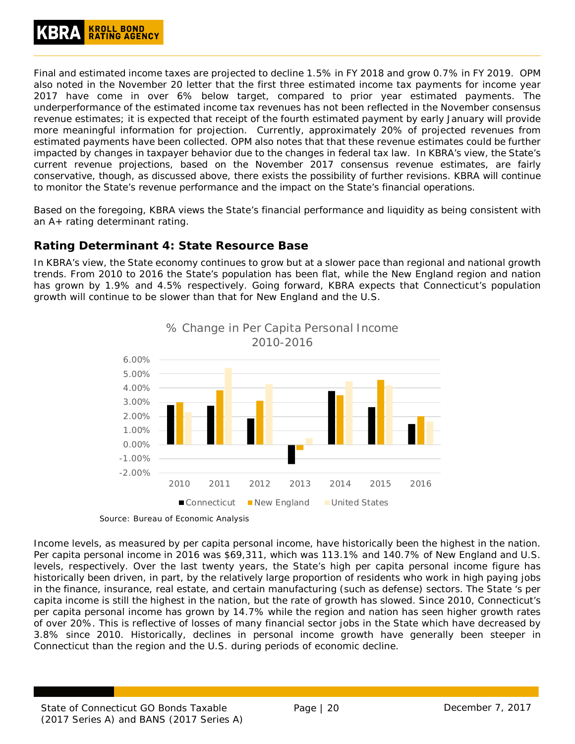Final and estimated income taxes are projected to decline 1.5% in FY 2018 and grow 0.7% in FY 2019. OPM also noted in the November 20 letter that the first three estimated income tax payments for income year 2017 have come in over 6% below target, compared to prior year estimated payments. The underperformance of the estimated income tax revenues has not been reflected in the November consensus revenue estimates; it is expected that receipt of the fourth estimated payment by early January will provide more meaningful information for projection. Currently, approximately 20% of projected revenues from estimated payments have been collected. OPM also notes that that these revenue estimates could be further impacted by changes in taxpayer behavior due to the changes in federal tax law. In KBRA's view, the State's current revenue projections, based on the November 2017 consensus revenue estimates, are fairly conservative, though, as discussed above, there exists the possibility of further revisions. KBRA will continue to monitor the State's revenue performance and the impact on the State's financial operations.

Based on the foregoing, KBRA views the State's financial performance and liquidity as being consistent with an A+ rating determinant rating.

## Rating Determinant 4: State Resource Base

In KBRA's view, the State economy continues to grow but at a slower pace than regional and national growth trends. From 2010 to 2016 the State's population has been flat, while the New England region and nation has grown by 1.9% and 4.5% respectively. Going forward, KBRA expects that Connecticut's population growth will continue to be slower than that for New England and the U.S.

% Change in Per Capita Personal Income 2010-2016

Source: Bureau of Economic Analysis

Income levels, as measured by per capita personal income, have historically been the highest in the nation. Per capita personal income in 2016 was $69,311, which was 113.1% and 140.7% of New England and U.S. levels, respectively. Over the last twenty years, the State's high per capita personal income figure has historically been driven, in part, by the relatively large proportion of residents who work in high paying jobs in the finance, insurance, real estate, and certain manufacturing (such as defense) sectors. The State 's per capita income is still the highest in the nation, but the rate of growth has slowed. Since 2010, Connecticut's per capita personal income has grown by 14.7% while the region and nation has seen higher growth rates of over 20%. This is reflective of losses of many financial sector jobs in the State which have decreased by 3.8% since 2010. Historically, declines in personal income growth have generally been steeper in Connecticut than the region and the U.S. during periods of economic decline.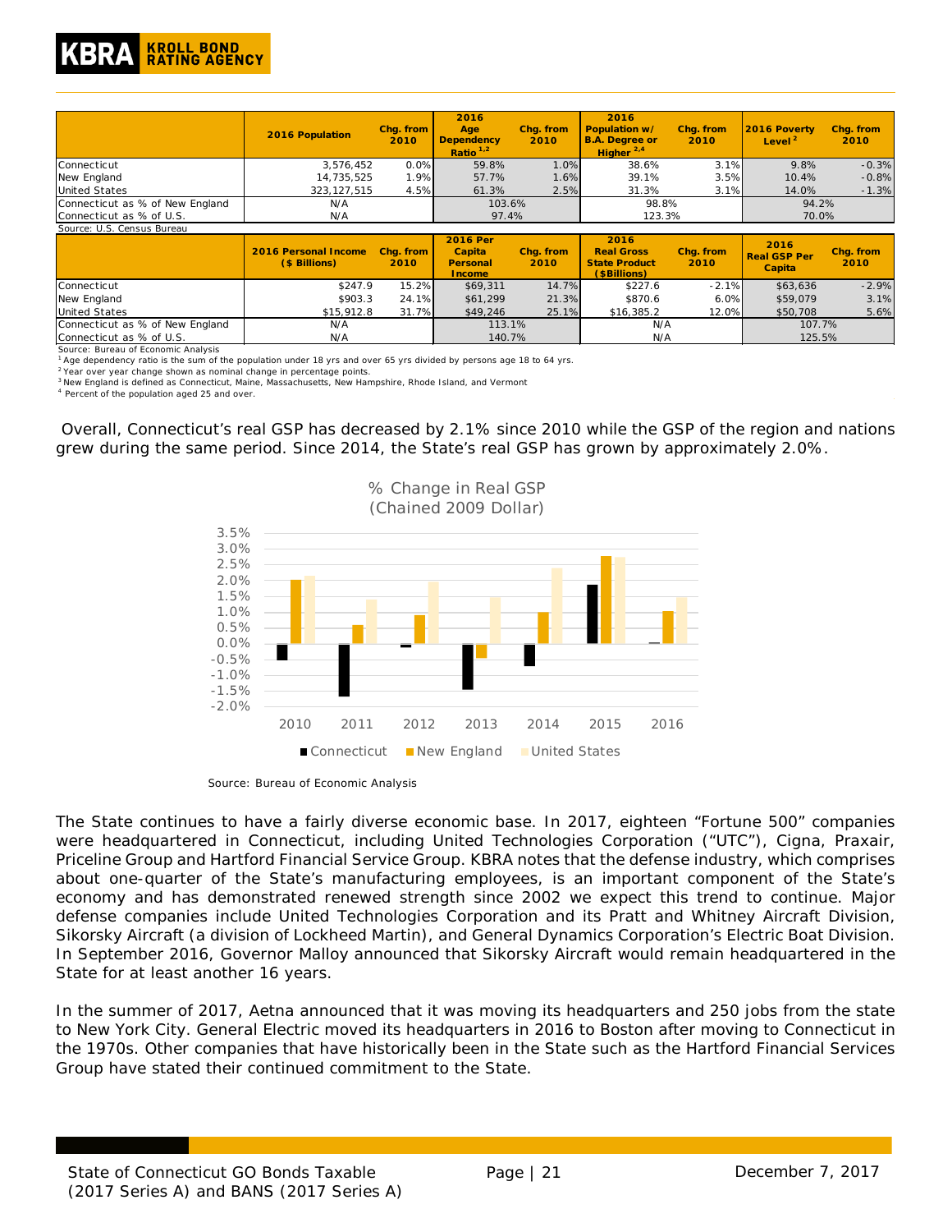| | 2016 Population | Chg. from 2010 | 2016 Age Dependency Ratio [1,2] | Chg. from 2010 | 2016 Population w/ B.A. Degree or Higher [2,4] | Chg. from 2010 | 2016 Poverty Level [2] | Chg. from 2010 |
|---|---|---|---|---|---|---|---|---|
| Connecticut | 3,576,452 | 0.0% | 59.8% | 1.0% | 38.6% | 3.1% | 9.8% | -0.3% |
| New England | 14,735,525 | 1.9% | 57.7% | 1.6% | 39.1% | 3.5% | 10.4% | -0.8% |
| United States | 323,127,515 | 4.5% | 61.3% | 2.5% | 31.3% | 3.1% | 14.0% | -1.3% |
| Connecticut as % of New England | N/A | | 103.6% | | 98.8% | | 94.2% | |
| Connecticut as % of U.S. | N/A | | 97.4% | | 123.3% | | 70.0% | |

Source: U.S. Census Bureau

| | 2016 Personal Income ($ Billions) | Chg. from 2010 | 2016 Per Capita Personal Income | Chg. from 2010 | 2016 Real Gross State Product ($Billions) | Chg. from 2010 | 2016 Real GSP Per Capita | Chg. from 2010 |
|---|---|---|---|---|---|---|---|---|
| Connecticut | $247.9 | 15.2% | $69,311 | 14.7% | $227.6 | -2.1% | $63,636 | -2.9% |
| New England | $903.3 | 24.1% | $61,299 | 21.3% | $870.6 | 6.0% | $59,079 | 3.1% |
| United States | $15,912.8 | 31.7% | $49,246 | 25.1% | $16,385.2 | 12.0% | $50,708 | 5.6% |
| Connecticut as % of New England | N/A | | 113.1% | | N/A | | 107.7% | |
| Connecticut as % of U.S. | N/A | | 140.7% | | N/A | | 125.5% | |

Source: Bureau of Economic Analysis

[1] Age dependency ratio is the sum of the population under 18 yrs and over 65 yrs divided by persons age 18 to 64 yrs.
[2] Year over year change shown as nominal change in percentage points.
[3] New England is defined as Connecticut, Maine, Massachusetts, New Hampshire, Rhode Island, and Vermont
[4] Percent of the population aged 25 and over.

Overall, Connecticut's real GSP has decreased by 2.1% since 2010 while the GSP of the region and nations grew during the same period. Since 2014, the State's real GSP has grown by approximately 2.0%.

% Change in Real GSP (Chained 2009 Dollar)

Source: Bureau of Economic Analysis

The State continues to have a fairly diverse economic base. In 2017, eighteen "Fortune 500" companies were headquartered in Connecticut, including United Technologies Corporation ("UTC"), Cigna, Praxair, Priceline Group and Hartford Financial Service Group. KBRA notes that the defense industry, which comprises about one-quarter of the State's manufacturing employees, is an important component of the State's economy and has demonstrated renewed strength since 2002 we expect this trend to continue. Major defense companies include United Technologies Corporation and its Pratt and Whitney Aircraft Division, Sikorsky Aircraft (a division of Lockheed Martin), and General Dynamics Corporation's Electric Boat Division. In September 2016, Governor Malloy announced that Sikorsky Aircraft would remain headquartered in the State for at least another 16 years.

In the summer of 2017, Aetna announced that it was moving its headquarters and 250 jobs from the state to New York City. General Electric moved its headquarters in 2016 to Boston after moving to Connecticut in the 1970s. Other companies that have historically been in the State such as the Hartford Financial Services Group have stated their continued commitment to the State.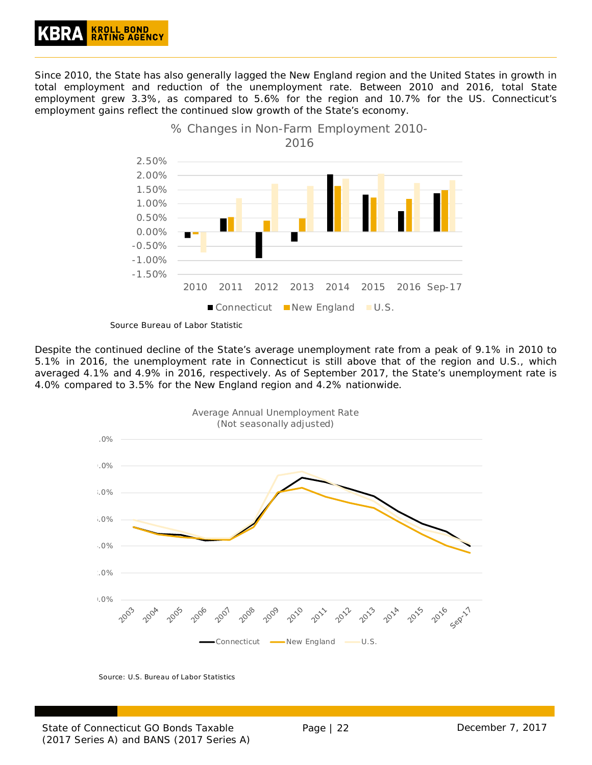Since 2010, the State has also generally lagged the New England region and the United States in growth in total employment and reduction of the unemployment rate. Between 2010 and 2016, total State employment grew 3.3%, as compared to 5.6% for the region and 10.7% for the US. Connecticut's employment gains reflect the continued slow growth of the State's economy.

% Changes in Non-Farm Employment 2010-2016

Source Bureau of Labor Statistic

Despite the continued decline of the State's average unemployment rate from a peak of 9.1% in 2010 to 5.1% in 2016, the unemployment rate in Connecticut is still above that of the region and U.S., which averaged 4.1% and 4.9% in 2016, respectively. As of September 2017, the State's unemployment rate is 4.0% compared to 3.5% for the New England region and 4.2% nationwide.

Average Annual Unemployment Rate (Not seasonally adjusted)

Source: U.S. Bureau of Labor Statistics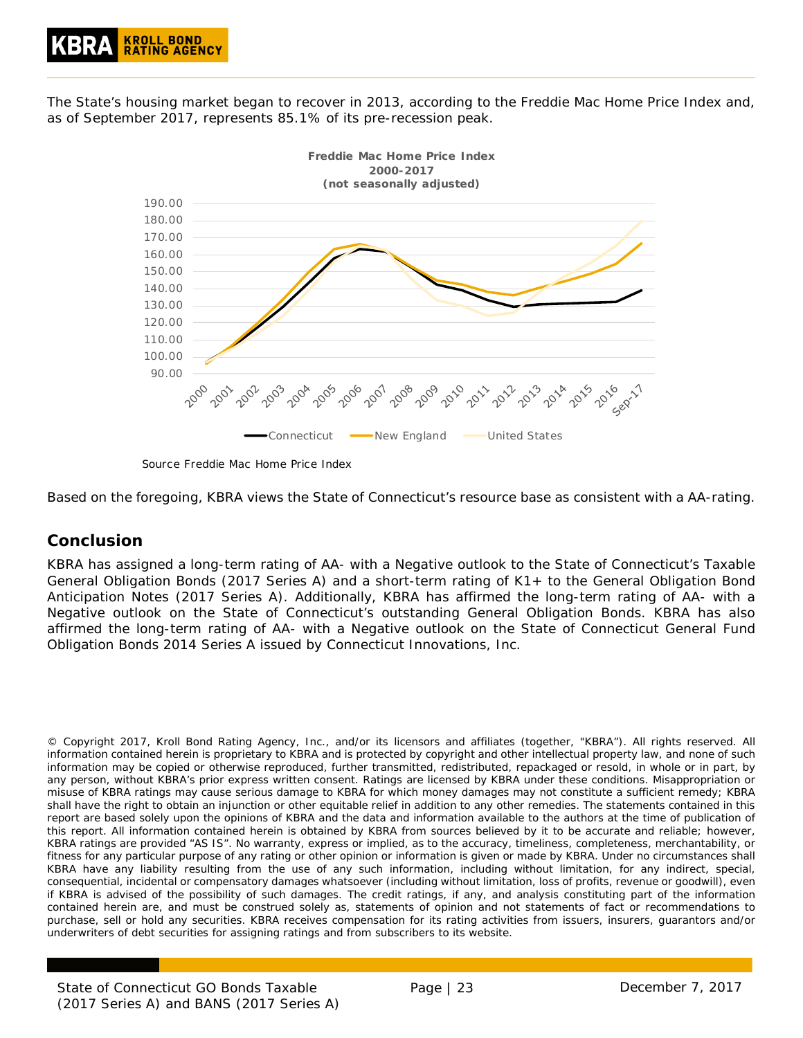The State's housing market began to recover in 2013, according to the Freddie Mac Home Price Index and, as of September 2017, represents 85.1% of its pre-recession peak.

**Freddie Mac Home Price Index**
**2000-2017**
**(not seasonally adjusted)**

190.00
180.00
170.00
160.00
150.00
140.00
130.00
120.00
110.00
100.00
90.00

2000 2001 2002 2003 2004 2005 2006 2007 2008 2009 2010 2011 2012 2013 2014 2015 2016 Sep-17

Connecticut New England United States

Source Freddie Mac Home Price Index

Based on the foregoing, KBRA views the State of Connecticut's resource base as consistent with a AA-rating.

## Conclusion

KBRA has assigned a long-term rating of AA- with a Negative outlook to the State of Connecticut's Taxable General Obligation Bonds (2017 Series A) and a short-term rating of K1+ to the General Obligation Bond Anticipation Notes (2017 Series A). Additionally, KBRA has affirmed the long-term rating of AA- with a Negative outlook on the State of Connecticut's outstanding General Obligation Bonds. KBRA has also affirmed the long-term rating of AA- with a Negative outlook on the State of Connecticut General Fund Obligation Bonds 2014 Series A issued by Connecticut Innovations, Inc.

© Copyright 2017, Kroll Bond Rating Agency, Inc., and/or its licensors and affiliates (together, "KBRA"). All rights reserved. All information contained herein is proprietary to KBRA and is protected by copyright and other intellectual property law, and none of such information may be copied or otherwise reproduced, further transmitted, redistributed, repackaged or resold, in whole or in part, by any person, without KBRA's prior express written consent. Ratings are licensed by KBRA under these conditions. Misappropriation or misuse of KBRA ratings may cause serious damage to KBRA for which money damages may not constitute a sufficient remedy; KBRA shall have the right to obtain an injunction or other equitable relief in addition to any other remedies. The statements contained in this report are based solely upon the opinions of KBRA and the data and information available to the authors at the time of publication of this report. All information contained herein is obtained by KBRA from sources believed by it to be accurate and reliable; however, KBRA ratings are provided "AS IS". No warranty, express or implied, as to the accuracy, timeliness, completeness, merchantability, or fitness for any particular purpose of any rating or other opinion or information is given or made by KBRA. Under no circumstances shall KBRA have any liability resulting from the use of any such information, including without limitation, for any indirect, special, consequential, incidental or compensatory damages whatsoever (including without limitation, loss of profits, revenue or goodwill), even if KBRA is advised of the possibility of such damages. The credit ratings, if any, and analysis constituting part of the information contained herein are, and must be construed solely as, statements of opinion and not statements of fact or recommendations to purchase, sell or hold any securities. KBRA receives compensation for its rating activities from issuers, insurers, guarantors and/or underwriters of debt securities for assigning ratings and from subscribers to its website.